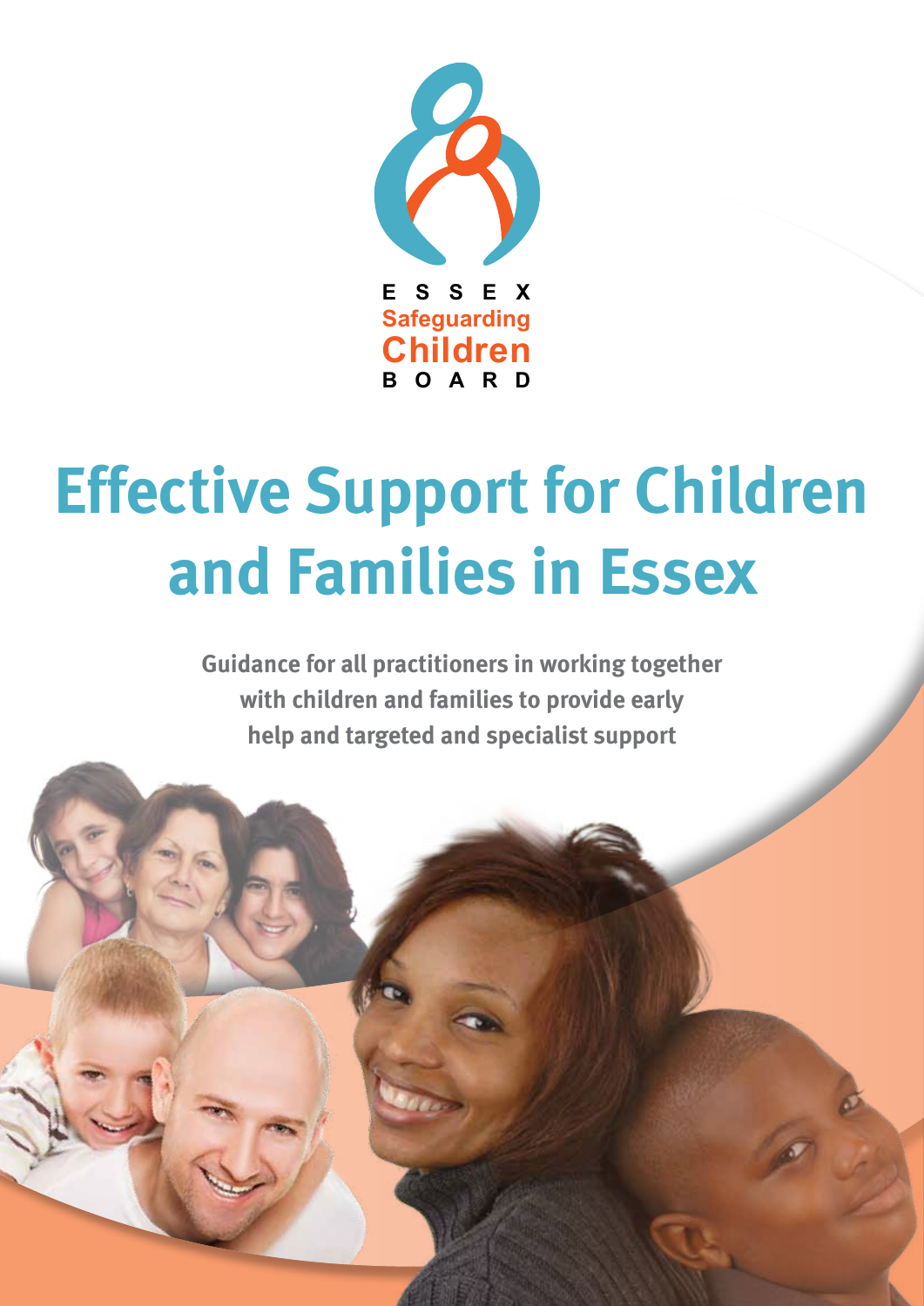ESSEX Safeguarding Children BOARD

# Effective Support for Children and Families in Essex

**Guidance for all practitioners in working together with children and families to provide early help and targeted and specialist support**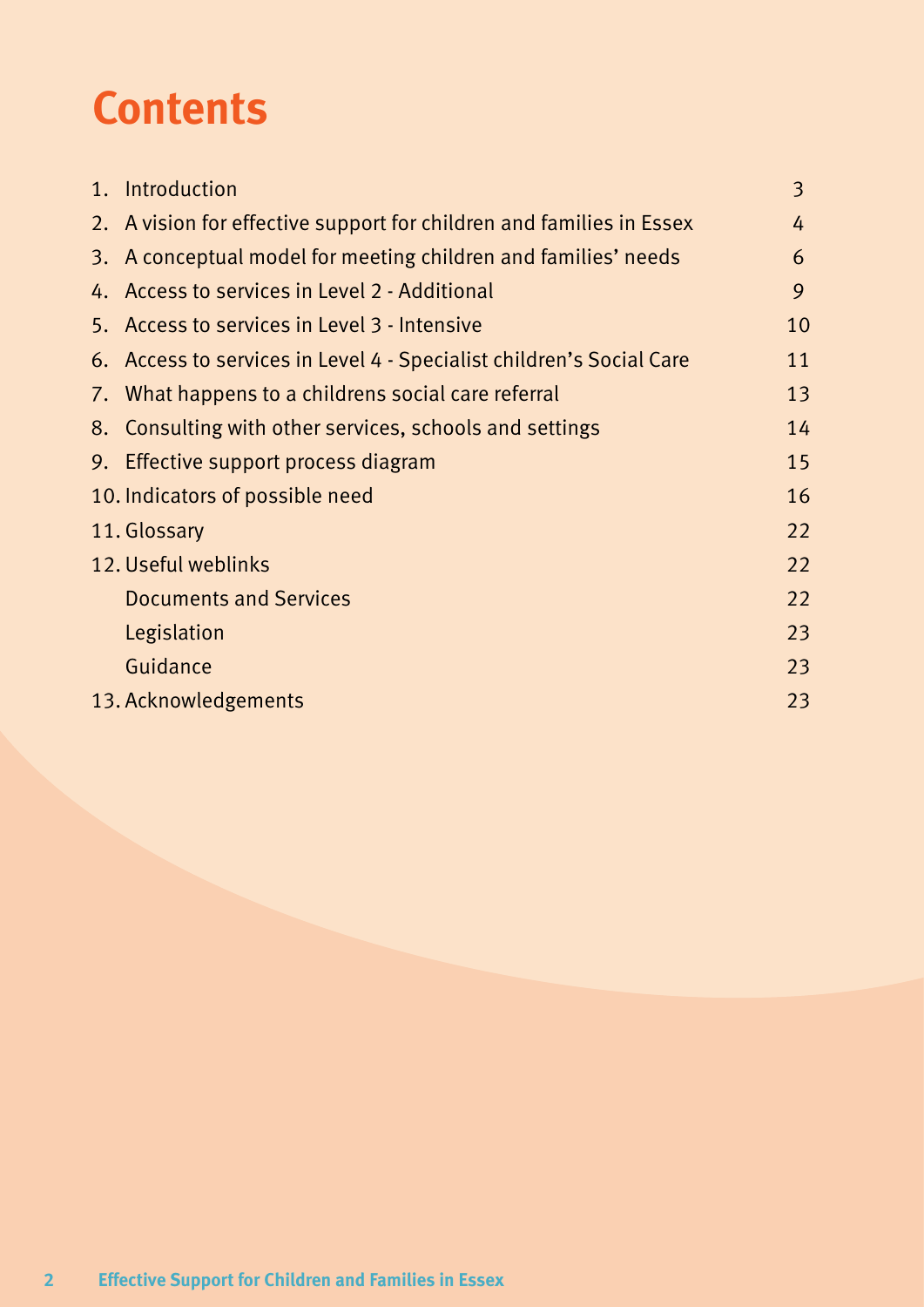# Contents

| | | |
|---|---|---|
| 1. | Introduction | 3 |
| 2. | A vision for effective support for children and families in Essex | 4 |
| 3. | A conceptual model for meeting children and families' needs | 6 |
| 4. | Access to services in Level 2 - Additional | 9 |
| 5. | Access to services in Level 3 - Intensive | 10 |
| 6. | Access to services in Level 4 - Specialist children's Social Care | 11 |
| 7. | What happens to a childrens social care referral | 13 |
| 8. | Consulting with other services, schools and settings | 14 |
| 9. | Effective support process diagram | 15 |
| 10. | Indicators of possible need | 16 |
| 11. | Glossary | 22 |
| 12. | Useful weblinks | 22 |
| | Documents and Services | 22 |
| | Legislation | 23 |
| | Guidance | 23 |
| 13. | Acknowledgements | 23 |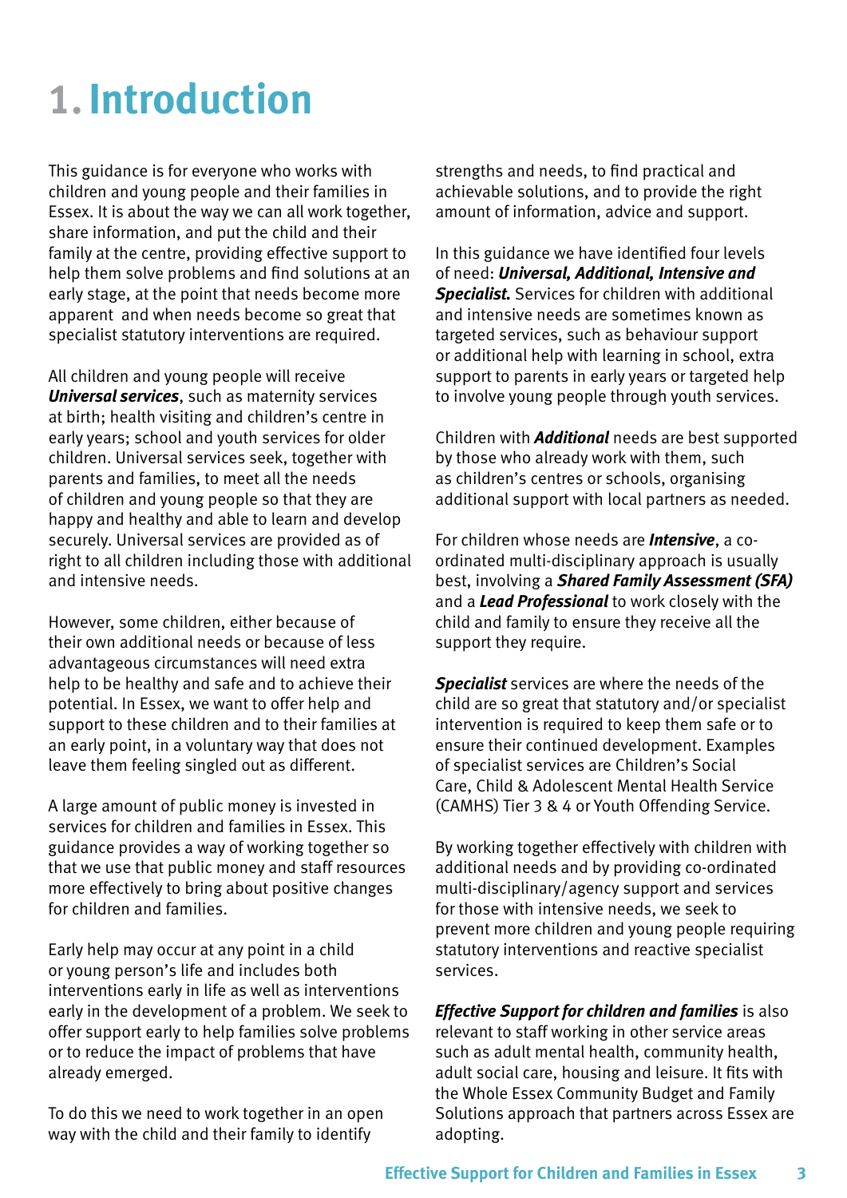# 1. Introduction

This guidance is for everyone who works with children and young people and their families in Essex. It is about the way we can all work together, share information, and put the child and their family at the centre, providing effective support to help them solve problems and find solutions at an early stage, at the point that needs become more apparent and when needs become so great that specialist statutory interventions are required.

All children and young people will receive ***Universal services***, such as maternity services at birth; health visiting and children's centre in early years; school and youth services for older children. Universal services seek, together with parents and families, to meet all the needs of children and young people so that they are happy and healthy and able to learn and develop securely. Universal services are provided as of right to all children including those with additional and intensive needs.

However, some children, either because of their own additional needs or because of less advantageous circumstances will need extra help to be healthy and safe and to achieve their potential. In Essex, we want to offer help and support to these children and to their families at an early point, in a voluntary way that does not leave them feeling singled out as different.

A large amount of public money is invested in services for children and families in Essex. This guidance provides a way of working together so that we use that public money and staff resources more effectively to bring about positive changes for children and families.

Early help may occur at any point in a child or young person's life and includes both interventions early in life as well as interventions early in the development of a problem. We seek to offer support early to help families solve problems or to reduce the impact of problems that have already emerged.

To do this we need to work together in an open way with the child and their family to identify strengths and needs, to find practical and achievable solutions, and to provide the right amount of information, advice and support.

In this guidance we have identified four levels of need: ***Universal, Additional, Intensive and Specialist.*** Services for children with additional and intensive needs are sometimes known as targeted services, such as behaviour support or additional help with learning in school, extra support to parents in early years or targeted help to involve young people through youth services.

Children with ***Additional*** needs are best supported by those who already work with them, such as children's centres or schools, organising additional support with local partners as needed.

For children whose needs are ***Intensive***, a co-ordinated multi-disciplinary approach is usually best, involving a ***Shared Family Assessment (SFA)*** and a ***Lead Professional*** to work closely with the child and family to ensure they receive all the support they require.

***Specialist*** services are where the needs of the child are so great that statutory and/or specialist intervention is required to keep them safe or to ensure their continued development. Examples of specialist services are Children's Social Care, Child & Adolescent Mental Health Service (CAMHS) Tier 3 & 4 or Youth Offending Service.

By working together effectively with children with additional needs and by providing co-ordinated multi-disciplinary/agency support and services for those with intensive needs, we seek to prevent more children and young people requiring statutory interventions and reactive specialist services.

***Effective Support for children and families*** is also relevant to staff working in other service areas such as adult mental health, community health, adult social care, housing and leisure. It fits with the Whole Essex Community Budget and Family Solutions approach that partners across Essex are adopting.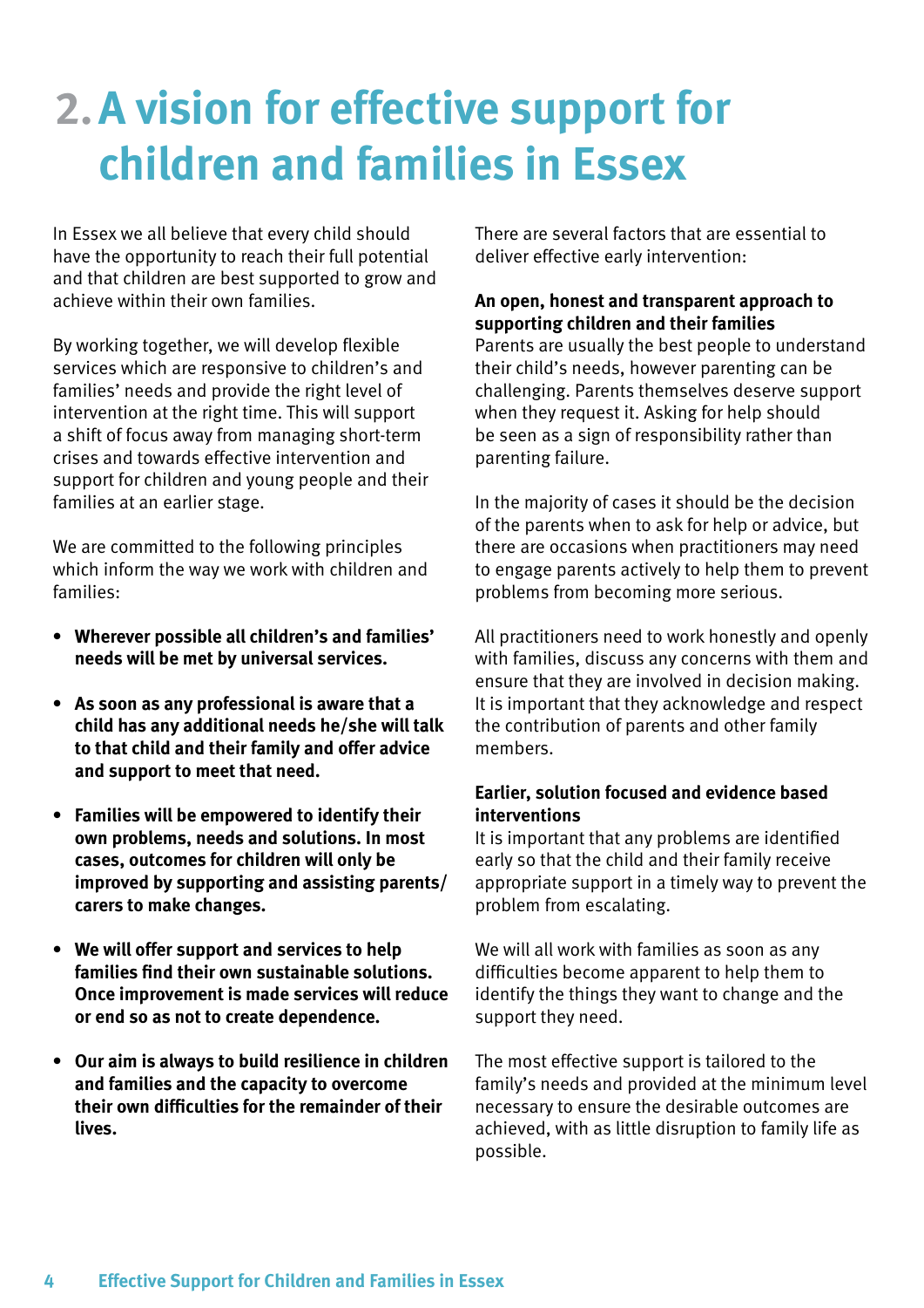# 2. A vision for effective support for children and families in Essex

In Essex we all believe that every child should have the opportunity to reach their full potential and that children are best supported to grow and achieve within their own families.

By working together, we will develop flexible services which are responsive to children's and families' needs and provide the right level of intervention at the right time. This will support a shift of focus away from managing short-term crises and towards effective intervention and support for children and young people and their families at an earlier stage.

We are committed to the following principles which inform the way we work with children and families:

- **Wherever possible all children's and families' needs will be met by universal services.**
- **As soon as any professional is aware that a child has any additional needs he/she will talk to that child and their family and offer advice and support to meet that need.**
- **Families will be empowered to identify their own problems, needs and solutions. In most cases, outcomes for children will only be improved by supporting and assisting parents/carers to make changes.**
- **We will offer support and services to help families find their own sustainable solutions. Once improvement is made services will reduce or end so as not to create dependence.**
- **Our aim is always to build resilience in children and families and the capacity to overcome their own difficulties for the remainder of their lives.**

There are several factors that are essential to deliver effective early intervention:

**An open, honest and transparent approach to supporting children and their families**

Parents are usually the best people to understand their child's needs, however parenting can be challenging. Parents themselves deserve support when they request it. Asking for help should be seen as a sign of responsibility rather than parenting failure.

In the majority of cases it should be the decision of the parents when to ask for help or advice, but there are occasions when practitioners may need to engage parents actively to help them to prevent problems from becoming more serious.

All practitioners need to work honestly and openly with families, discuss any concerns with them and ensure that they are involved in decision making. It is important that they acknowledge and respect the contribution of parents and other family members.

**Earlier, solution focused and evidence based interventions**

It is important that any problems are identified early so that the child and their family receive appropriate support in a timely way to prevent the problem from escalating.

We will all work with families as soon as any difficulties become apparent to help them to identify the things they want to change and the support they need.

The most effective support is tailored to the family's needs and provided at the minimum level necessary to ensure the desirable outcomes are achieved, with as little disruption to family life as possible.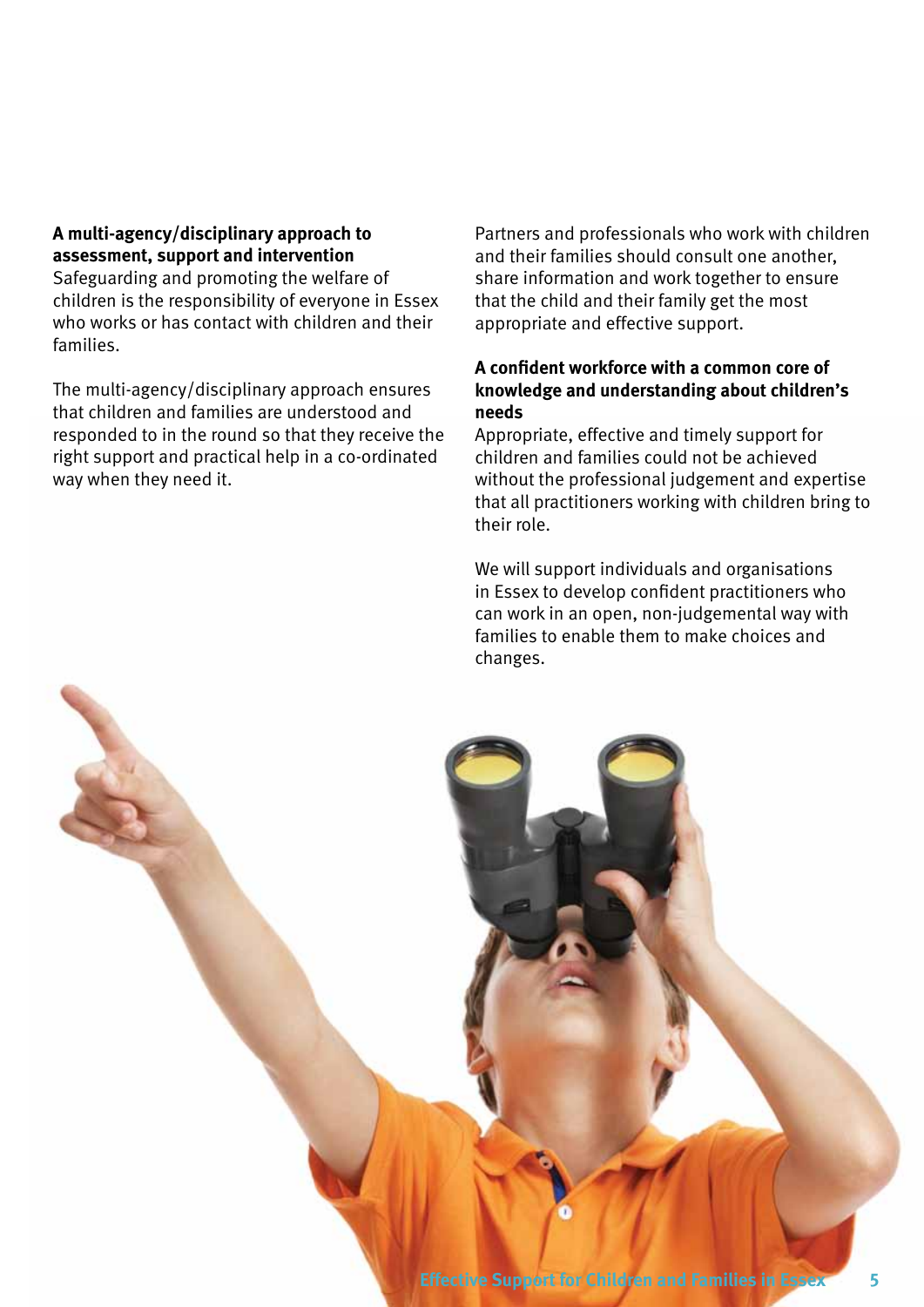**A multi-agency/disciplinary approach to assessment, support and intervention**

Safeguarding and promoting the welfare of children is the responsibility of everyone in Essex who works or has contact with children and their families.

The multi-agency/disciplinary approach ensures that children and families are understood and responded to in the round so that they receive the right support and practical help in a co-ordinated way when they need it.

Partners and professionals who work with children and their families should consult one another, share information and work together to ensure that the child and their family get the most appropriate and effective support.

**A confident workforce with a common core of knowledge and understanding about children's needs**

Appropriate, effective and timely support for children and families could not be achieved without the professional judgement and expertise that all practitioners working with children bring to their role.

We will support individuals and organisations in Essex to develop confident practitioners who can work in an open, non-judgemental way with families to enable them to make choices and changes.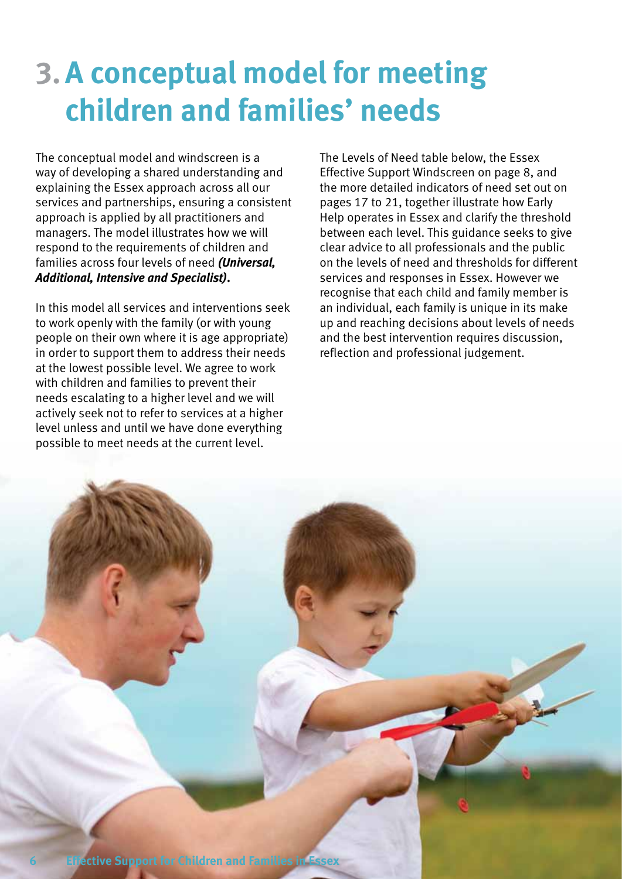# 3. A conceptual model for meeting children and families' needs

The conceptual model and windscreen is a way of developing a shared understanding and explaining the Essex approach across all our services and partnerships, ensuring a consistent approach is applied by all practitioners and managers. The model illustrates how we will respond to the requirements of children and families across four levels of need ***(Universal, Additional, Intensive and Specialist)***.

In this model all services and interventions seek to work openly with the family (or with young people on their own where it is age appropriate) in order to support them to address their needs at the lowest possible level. We agree to work with children and families to prevent their needs escalating to a higher level and we will actively seek not to refer to services at a higher level unless and until we have done everything possible to meet needs at the current level.

The Levels of Need table below, the Essex Effective Support Windscreen on page 8, and the more detailed indicators of need set out on pages 17 to 21, together illustrate how Early Help operates in Essex and clarify the threshold between each level. This guidance seeks to give clear advice to all professionals and the public on the levels of need and thresholds for different services and responses in Essex. However we recognise that each child and family member is an individual, each family is unique in its make up and reaching decisions about levels of needs and the best intervention requires discussion, reflection and professional judgement.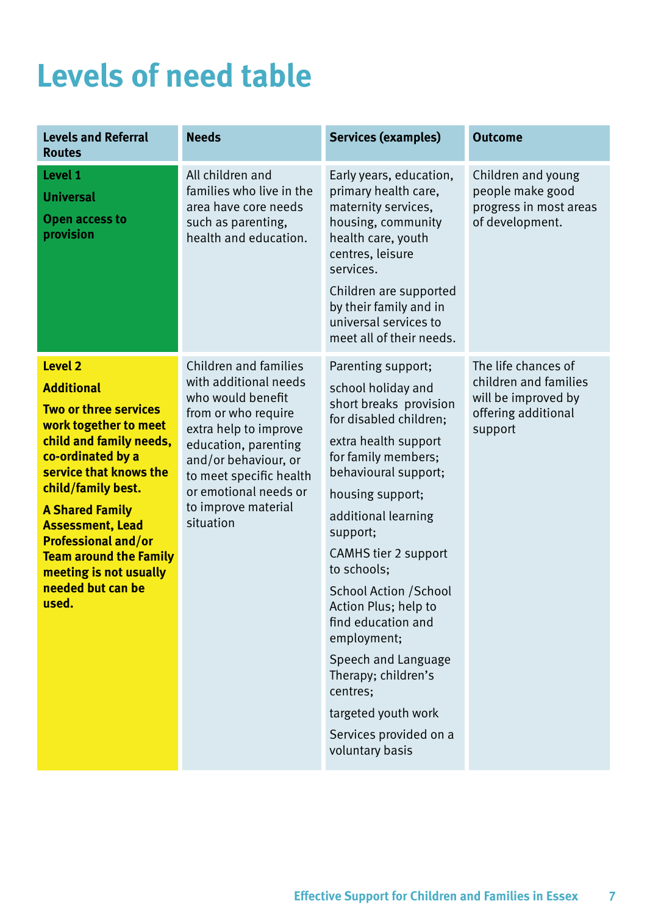# Levels of need table

| Levels and Referral Routes | Needs | Services (examples) | Outcome |
|---|---|---|---|
| **Level 1**<br>**Universal**<br>**Open access to provision** | All children and families who live in the area have core needs such as parenting, health and education. | Early years, education, primary health care, maternity services, housing, community health care, youth centres, leisure services.<br>Children are supported by their family and in universal services to meet all of their needs. | Children and young people make good progress in most areas of development. |
| **Level 2**<br>**Additional**<br>**Two or three services work together to meet child and family needs, co-ordinated by a service that knows the child/family best.**<br>**A Shared Family Assessment, Lead Professional and/or Team around the Family meeting is not usually needed but can be used.** | Children and families with additional needs who would benefit from or who require extra help to improve education, parenting and/or behaviour, or to meet specific health or emotional needs or to improve material situation | Parenting support;<br>school holiday and short breaks provision for disabled children;<br>extra health support for family members; behavioural support;<br>housing support;<br>additional learning support;<br>CAMHS tier 2 support to schools;<br>School Action /School Action Plus; help to find education and employment;<br>Speech and Language Therapy; children's centres;<br>targeted youth work<br>Services provided on a voluntary basis | The life chances of children and families will be improved by offering additional support |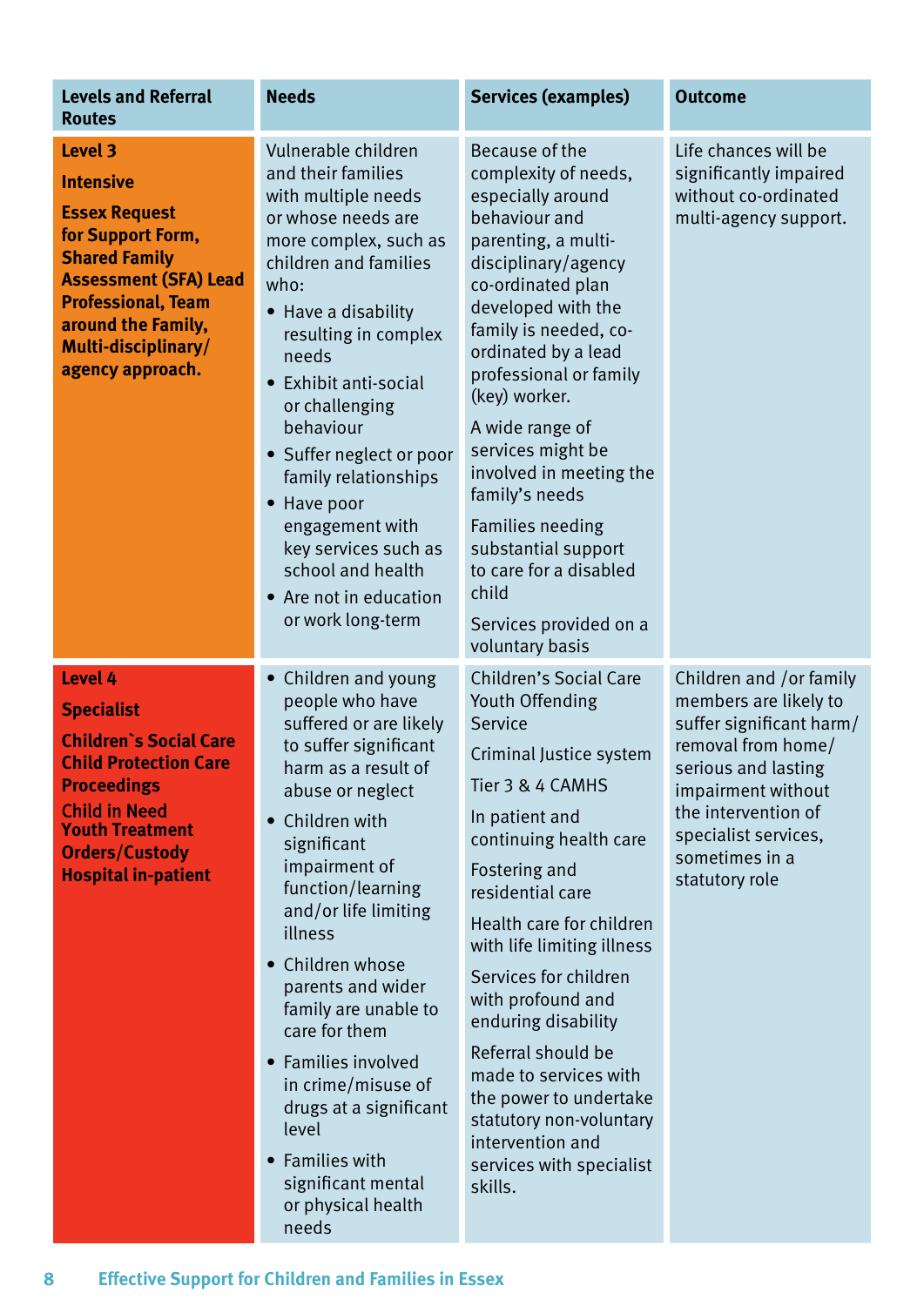| Levels and Referral Routes | Needs | Services (examples) | Outcome |
|---|---|---|---|
| **Level 3**<br>**Intensive**<br>**Essex Request for Support Form, Shared Family Assessment (SFA) Lead Professional, Team around the Family, Multi-disciplinary/ agency approach.** | Vulnerable children and their families with multiple needs or whose needs are more complex, such as children and families who:<br>• Have a disability resulting in complex needs<br>• Exhibit anti-social or challenging behaviour<br>• Suffer neglect or poor family relationships<br>• Have poor engagement with key services such as school and health<br>• Are not in education or work long-term | Because of the complexity of needs, especially around behaviour and parenting, a multi-disciplinary/agency co-ordinated plan developed with the family is needed, co-ordinated by a lead professional or family (key) worker.<br>A wide range of services might be involved in meeting the family's needs<br>Families needing substantial support to care for a disabled child<br>Services provided on a voluntary basis | Life chances will be significantly impaired without co-ordinated multi-agency support. |
| **Level 4**<br>**Specialist**<br>**Children`s Social Care Child Protection Care Proceedings**<br>**Child in Need Youth Treatment Orders/Custody Hospital in-patient** | • Children and young people who have suffered or are likely to suffer significant harm as a result of abuse or neglect<br>• Children with significant impairment of function/learning and/or life limiting illness<br>• Children whose parents and wider family are unable to care for them<br>• Families involved in crime/misuse of drugs at a significant level<br>• Families with significant mental or physical health needs | Children's Social Care Youth Offending Service<br>Criminal Justice system<br>Tier 3 & 4 CAMHS<br>In patient and continuing health care<br>Fostering and residential care<br>Health care for children with life limiting illness<br>Services for children with profound and enduring disability<br>Referral should be made to services with the power to undertake statutory non-voluntary intervention and services with specialist skills. | Children and /or family members are likely to suffer significant harm/ removal from home/ serious and lasting impairment without the intervention of specialist services, sometimes in a statutory role |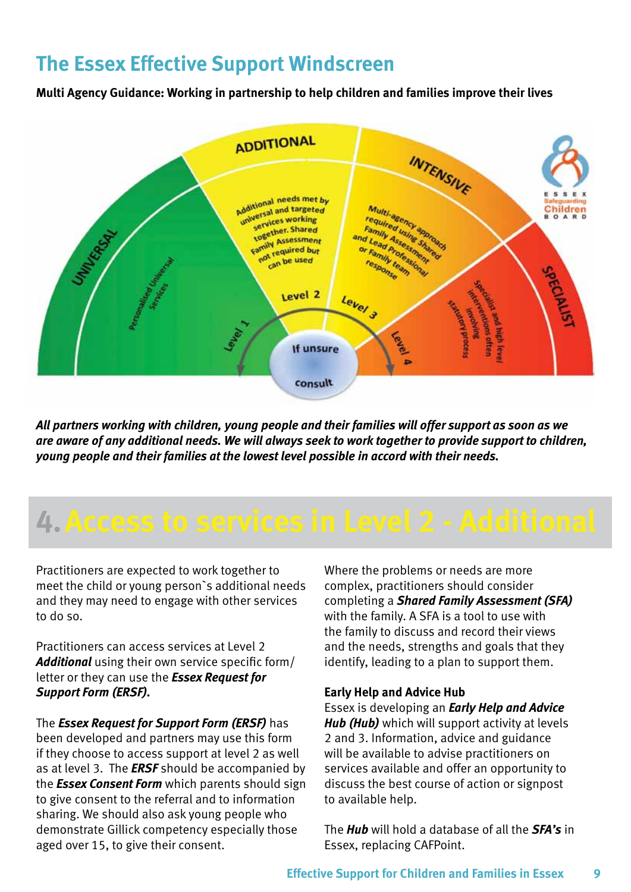## The Essex Effective Support Windscreen

**Multi Agency Guidance: Working in partnership to help children and families improve their lives**

UNIVERSAL — Personalised Universal Services — Level 1

ADDITIONAL — Additional needs met by universal and targeted services working together. Shared Family Assessment not required but can be used — Level 2

INTENSIVE — Multi-agency approach required using Shared Family Assessment and Lead Professional or Family team response — Level 3

SPECIALIST — Specialist and high level interventions often involving statutory process — Level 4

If unsure consult

ESSEX Safeguarding Children BOARD

***All partners working with children, young people and their families will offer support as soon as we are aware of any additional needs. We will always seek to work together to provide support to children, young people and their families at the lowest level possible in accord with their needs.***

# 4. Access to services in Level 2 - Additional

Practitioners are expected to work together to meet the child or young person`s additional needs and they may need to engage with other services to do so.

Practitioners can access services at Level 2 ***Additional*** using their own service specific form/letter or they can use the ***Essex Request for Support Form (ERSF).***

The ***Essex Request for Support Form (ERSF)*** has been developed and partners may use this form if they choose to access support at level 2 as well as at level 3. The ***ERSF*** should be accompanied by the ***Essex Consent Form*** which parents should sign to give consent to the referral and to information sharing. We should also ask young people who demonstrate Gillick competency especially those aged over 15, to give their consent.

Where the problems or needs are more complex, practitioners should consider completing a ***Shared Family Assessment (SFA)*** with the family. A SFA is a tool to use with the family to discuss and record their views and the needs, strengths and goals that they identify, leading to a plan to support them.

**Early Help and Advice Hub**

Essex is developing an ***Early Help and Advice Hub (Hub)*** which will support activity at levels 2 and 3. Information, advice and guidance will be available to advise practitioners on services available and offer an opportunity to discuss the best course of action or signpost to available help.

The ***Hub*** will hold a database of all the ***SFA's*** in Essex, replacing CAFPoint.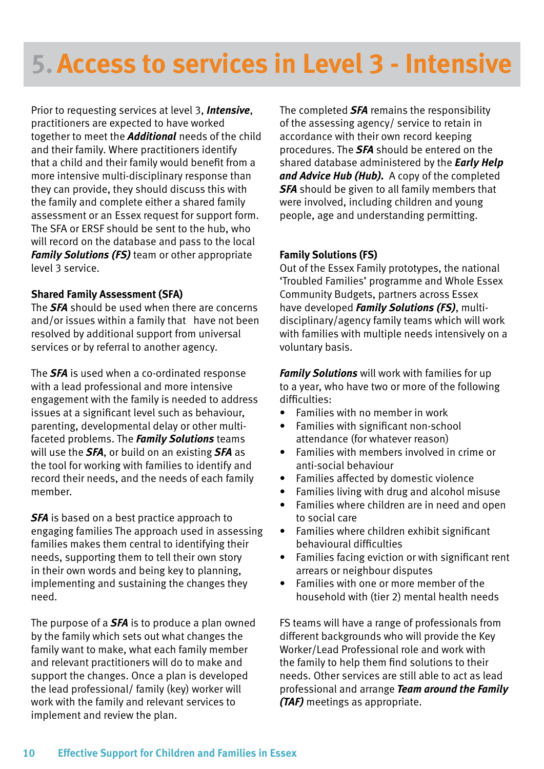# 5. Access to services in Level 3 - Intensive

Prior to requesting services at level 3, ***Intensive***, practitioners are expected to have worked together to meet the ***Additional*** needs of the child and their family. Where practitioners identify that a child and their family would benefit from a more intensive multi-disciplinary response than they can provide, they should discuss this with the family and complete either a shared family assessment or an Essex request for support form. The SFA or ERSF should be sent to the hub, who will record on the database and pass to the local ***Family Solutions (FS)*** team or other appropriate level 3 service.

**Shared Family Assessment (SFA)**

The ***SFA*** should be used when there are concerns and/or issues within a family that have not been resolved by additional support from universal services or by referral to another agency.

The ***SFA*** is used when a co-ordinated response with a lead professional and more intensive engagement with the family is needed to address issues at a significant level such as behaviour, parenting, developmental delay or other multi-faceted problems. The ***Family Solutions*** teams will use the ***SFA***, or build on an existing ***SFA*** as the tool for working with families to identify and record their needs, and the needs of each family member.

***SFA*** is based on a best practice approach to engaging families The approach used in assessing families makes them central to identifying their needs, supporting them to tell their own story in their own words and being key to planning, implementing and sustaining the changes they need.

The purpose of a ***SFA*** is to produce a plan owned by the family which sets out what changes the family want to make, what each family member and relevant practitioners will do to make and support the changes. Once a plan is developed the lead professional/ family (key) worker will work with the family and relevant services to implement and review the plan.

The completed ***SFA*** remains the responsibility of the assessing agency/ service to retain in accordance with their own record keeping procedures. The ***SFA*** should be entered on the shared database administered by the ***Early Help and Advice Hub (Hub).*** A copy of the completed ***SFA*** should be given to all family members that were involved, including children and young people, age and understanding permitting.

**Family Solutions (FS)**

Out of the Essex Family prototypes, the national 'Troubled Families' programme and Whole Essex Community Budgets, partners across Essex have developed ***Family Solutions (FS)***, multi-disciplinary/agency family teams which will work with families with multiple needs intensively on a voluntary basis.

***Family Solutions*** will work with families for up to a year, who have two or more of the following difficulties:

- Families with no member in work
- Families with significant non-school attendance (for whatever reason)
- Families with members involved in crime or anti-social behaviour
- Families affected by domestic violence
- Families living with drug and alcohol misuse
- Families where children are in need and open to social care
- Families where children exhibit significant behavioural difficulties
- Families facing eviction or with significant rent arrears or neighbour disputes
- Families with one or more member of the household with (tier 2) mental health needs

FS teams will have a range of professionals from different backgrounds who will provide the Key Worker/Lead Professional role and work with the family to help them find solutions to their needs. Other services are still able to act as lead professional and arrange ***Team around the Family (TAF)*** meetings as appropriate.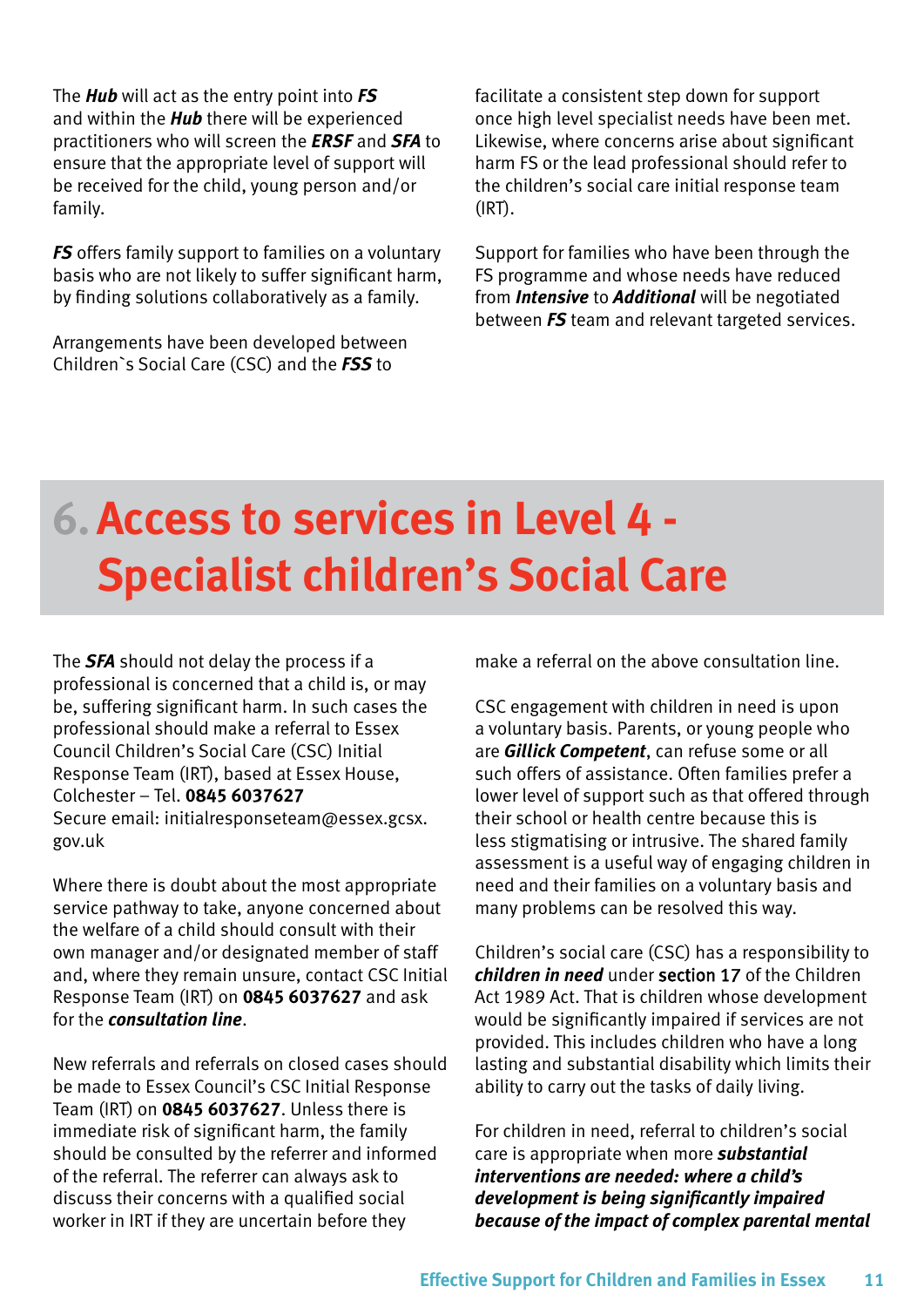The ***Hub*** will act as the entry point into ***FS*** and within the ***Hub*** there will be experienced practitioners who will screen the ***ERSF*** and ***SFA*** to ensure that the appropriate level of support will be received for the child, young person and/or family.

***FS*** offers family support to families on a voluntary basis who are not likely to suffer significant harm, by finding solutions collaboratively as a family.

Arrangements have been developed between Children`s Social Care (CSC) and the ***FSS*** to facilitate a consistent step down for support once high level specialist needs have been met. Likewise, where concerns arise about significant harm FS or the lead professional should refer to the children's social care initial response team (IRT).

Support for families who have been through the FS programme and whose needs have reduced from ***Intensive*** to ***Additional*** will be negotiated between ***FS*** team and relevant targeted services.

# 6. Access to services in Level 4 - Specialist children's Social Care

The ***SFA*** should not delay the process if a professional is concerned that a child is, or may be, suffering significant harm. In such cases the professional should make a referral to Essex Council Children's Social Care (CSC) Initial Response Team (IRT), based at Essex House, Colchester – Tel. **0845 6037627**
Secure email: initialresponseteam@essex.gcsx.gov.uk

Where there is doubt about the most appropriate service pathway to take, anyone concerned about the welfare of a child should consult with their own manager and/or designated member of staff and, where they remain unsure, contact CSC Initial Response Team (IRT) on **0845 6037627** and ask for the ***consultation line***.

New referrals and referrals on closed cases should be made to Essex Council's CSC Initial Response Team (IRT) on **0845 6037627**. Unless there is immediate risk of significant harm, the family should be consulted by the referrer and informed of the referral. The referrer can always ask to discuss their concerns with a qualified social worker in IRT if they are uncertain before they make a referral on the above consultation line.

CSC engagement with children in need is upon a voluntary basis. Parents, or young people who are ***Gillick Competent***, can refuse some or all such offers of assistance. Often families prefer a lower level of support such as that offered through their school or health centre because this is less stigmatising or intrusive. The shared family assessment is a useful way of engaging children in need and their families on a voluntary basis and many problems can be resolved this way.

Children's social care (CSC) has a responsibility to ***children in need*** under section 17 of the Children Act 1989 Act. That is children whose development would be significantly impaired if services are not provided. This includes children who have a long lasting and substantial disability which limits their ability to carry out the tasks of daily living.

For children in need, referral to children's social care is appropriate when more ***substantial interventions are needed: where a child's development is being significantly impaired because of the impact of complex parental mental***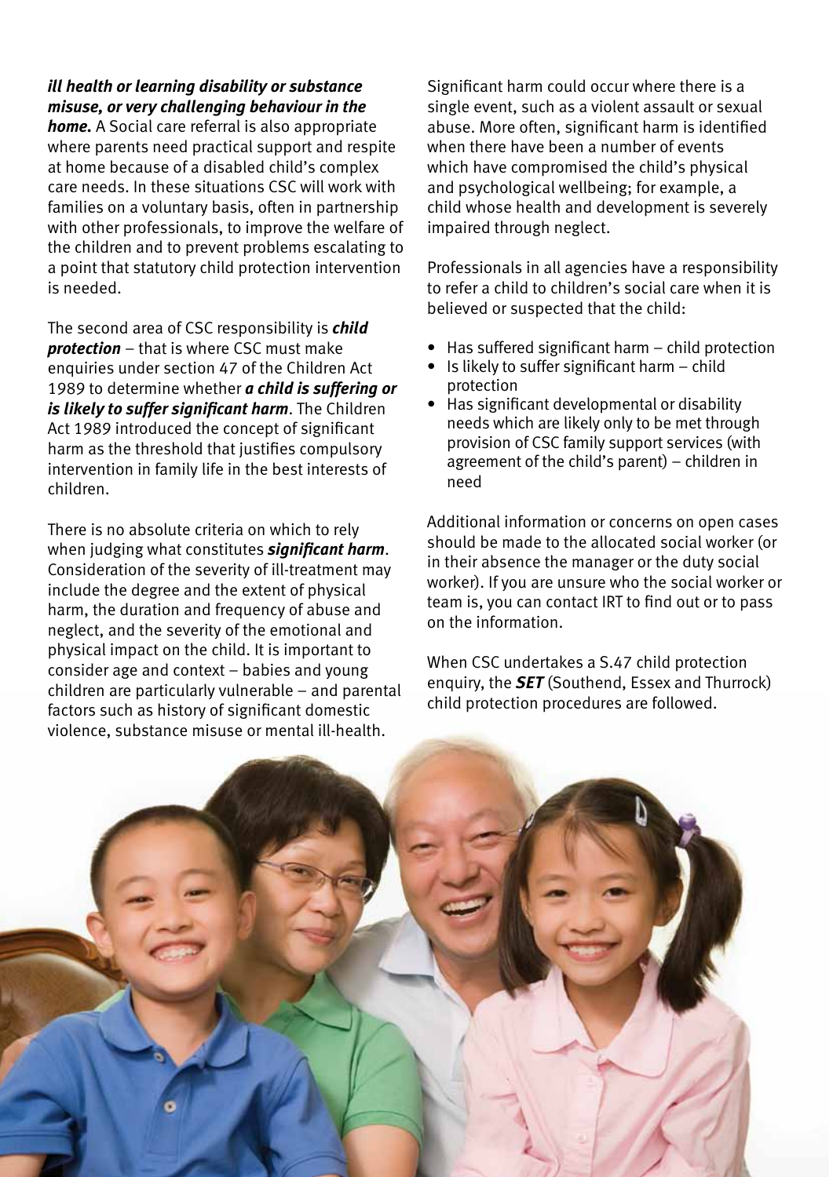***ill health or learning disability or substance misuse, or very challenging behaviour in the home.*** A Social care referral is also appropriate where parents need practical support and respite at home because of a disabled child's complex care needs. In these situations CSC will work with families on a voluntary basis, often in partnership with other professionals, to improve the welfare of the children and to prevent problems escalating to a point that statutory child protection intervention is needed.

The second area of CSC responsibility is ***child protection*** – that is where CSC must make enquiries under section 47 of the Children Act 1989 to determine whether ***a child is suffering or is likely to suffer significant harm***. The Children Act 1989 introduced the concept of significant harm as the threshold that justifies compulsory intervention in family life in the best interests of children.

There is no absolute criteria on which to rely when judging what constitutes ***significant harm***. Consideration of the severity of ill-treatment may include the degree and the extent of physical harm, the duration and frequency of abuse and neglect, and the severity of the emotional and physical impact on the child. It is important to consider age and context – babies and young children are particularly vulnerable – and parental factors such as history of significant domestic violence, substance misuse or mental ill-health.

Significant harm could occur where there is a single event, such as a violent assault or sexual abuse. More often, significant harm is identified when there have been a number of events which have compromised the child's physical and psychological wellbeing; for example, a child whose health and development is severely impaired through neglect.

Professionals in all agencies have a responsibility to refer a child to children's social care when it is believed or suspected that the child:

- Has suffered significant harm – child protection
- Is likely to suffer significant harm – child protection
- Has significant developmental or disability needs which are likely only to be met through provision of CSC family support services (with agreement of the child's parent) – children in need

Additional information or concerns on open cases should be made to the allocated social worker (or in their absence the manager or the duty social worker). If you are unsure who the social worker or team is, you can contact IRT to find out or to pass on the information.

When CSC undertakes a S.47 child protection enquiry, the ***SET*** (Southend, Essex and Thurrock) child protection procedures are followed.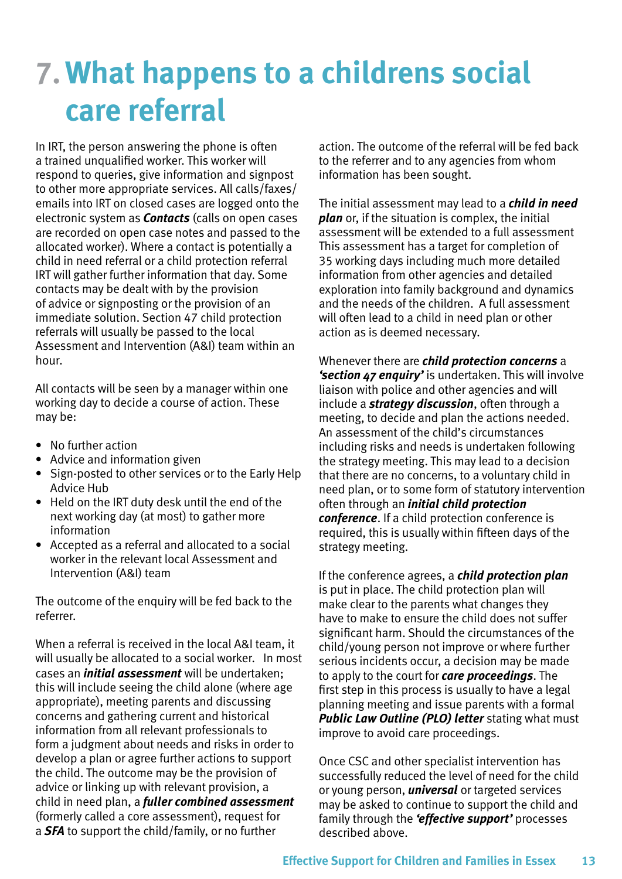# 7. What happens to a childrens social care referral

In IRT, the person answering the phone is often a trained unqualified worker. This worker will respond to queries, give information and signpost to other more appropriate services. All calls/faxes/emails into IRT on closed cases are logged onto the electronic system as ***Contacts*** (calls on open cases are recorded on open case notes and passed to the allocated worker). Where a contact is potentially a child in need referral or a child protection referral IRT will gather further information that day. Some contacts may be dealt with by the provision of advice or signposting or the provision of an immediate solution. Section 47 child protection referrals will usually be passed to the local Assessment and Intervention (A&I) team within an hour.

All contacts will be seen by a manager within one working day to decide a course of action. These may be:

- No further action
- Advice and information given
- Sign-posted to other services or to the Early Help Advice Hub
- Held on the IRT duty desk until the end of the next working day (at most) to gather more information
- Accepted as a referral and allocated to a social worker in the relevant local Assessment and Intervention (A&I) team

The outcome of the enquiry will be fed back to the referrer.

When a referral is received in the local A&I team, it will usually be allocated to a social worker. In most cases an ***initial assessment*** will be undertaken; this will include seeing the child alone (where age appropriate), meeting parents and discussing concerns and gathering current and historical information from all relevant professionals to form a judgment about needs and risks in order to develop a plan or agree further actions to support the child. The outcome may be the provision of advice or linking up with relevant provision, a child in need plan, a ***fuller combined assessment*** (formerly called a core assessment), request for a ***SFA*** to support the child/family, or no further action. The outcome of the referral will be fed back to the referrer and to any agencies from whom information has been sought.

The initial assessment may lead to a ***child in need plan*** or, if the situation is complex, the initial assessment will be extended to a full assessment This assessment has a target for completion of 35 working days including much more detailed information from other agencies and detailed exploration into family background and dynamics and the needs of the children. A full assessment will often lead to a child in need plan or other action as is deemed necessary.

Whenever there are ***child protection concerns*** a ***'section 47 enquiry'*** is undertaken. This will involve liaison with police and other agencies and will include a ***strategy discussion***, often through a meeting, to decide and plan the actions needed. An assessment of the child's circumstances including risks and needs is undertaken following the strategy meeting. This may lead to a decision that there are no concerns, to a voluntary child in need plan, or to some form of statutory intervention often through an ***initial child protection conference***. If a child protection conference is required, this is usually within fifteen days of the strategy meeting.

If the conference agrees, a ***child protection plan*** is put in place. The child protection plan will make clear to the parents what changes they have to make to ensure the child does not suffer significant harm. Should the circumstances of the child/young person not improve or where further serious incidents occur, a decision may be made to apply to the court for ***care proceedings***. The first step in this process is usually to have a legal planning meeting and issue parents with a formal ***Public Law Outline (PLO) letter*** stating what must improve to avoid care proceedings.

Once CSC and other specialist intervention has successfully reduced the level of need for the child or young person, ***universal*** or targeted services may be asked to continue to support the child and family through the ***'effective support'*** processes described above.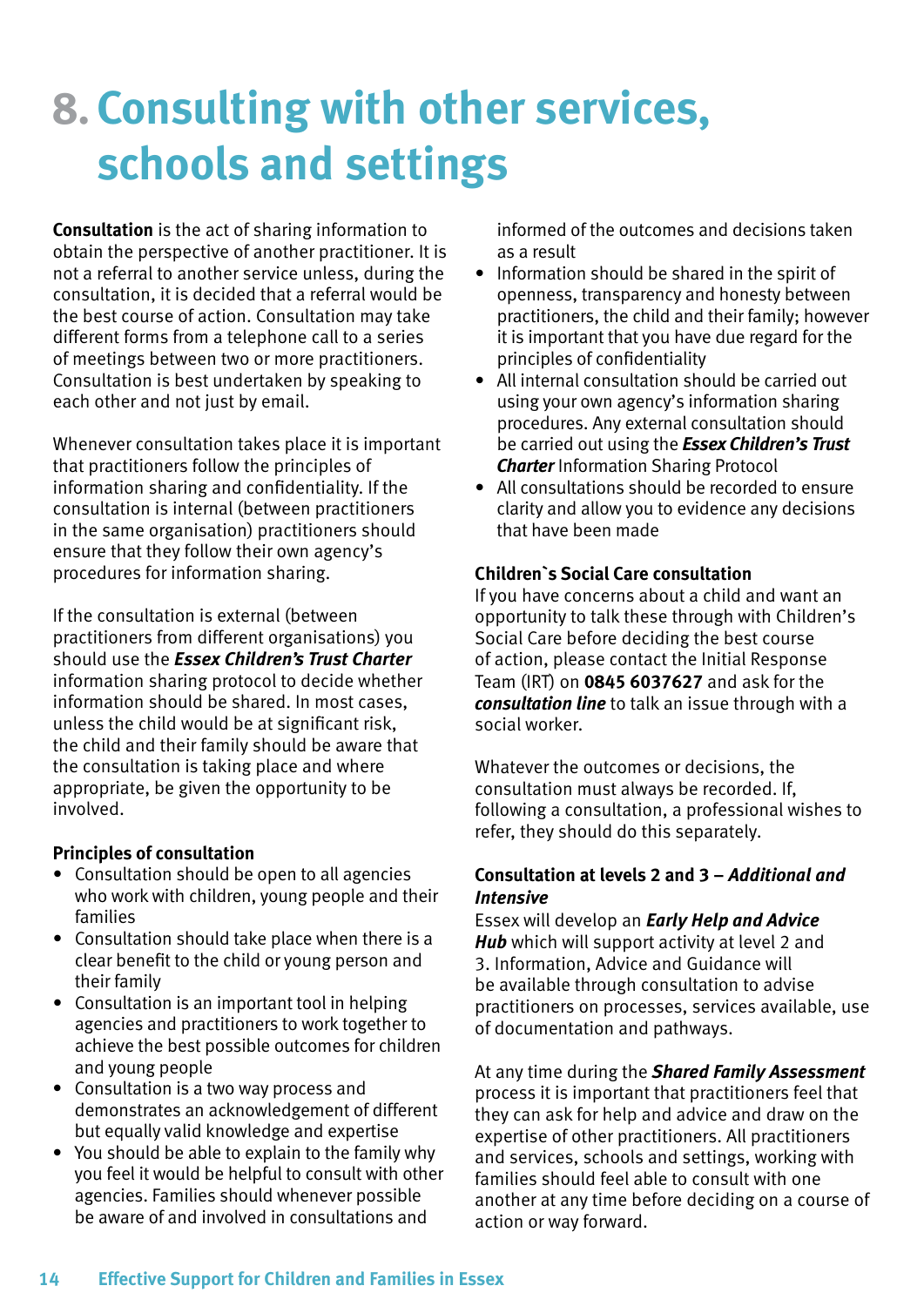# 8. Consulting with other services, schools and settings

**Consultation** is the act of sharing information to obtain the perspective of another practitioner. It is not a referral to another service unless, during the consultation, it is decided that a referral would be the best course of action. Consultation may take different forms from a telephone call to a series of meetings between two or more practitioners. Consultation is best undertaken by speaking to each other and not just by email.

Whenever consultation takes place it is important that practitioners follow the principles of information sharing and confidentiality. If the consultation is internal (between practitioners in the same organisation) practitioners should ensure that they follow their own agency's procedures for information sharing.

If the consultation is external (between practitioners from different organisations) you should use the ***Essex Children's Trust Charter*** information sharing protocol to decide whether information should be shared. In most cases, unless the child would be at significant risk, the child and their family should be aware that the consultation is taking place and where appropriate, be given the opportunity to be involved.

### Principles of consultation

- Consultation should be open to all agencies who work with children, young people and their families
- Consultation should take place when there is a clear benefit to the child or young person and their family
- Consultation is an important tool in helping agencies and practitioners to work together to achieve the best possible outcomes for children and young people
- Consultation is a two way process and demonstrates an acknowledgement of different but equally valid knowledge and expertise
- You should be able to explain to the family why you feel it would be helpful to consult with other agencies. Families should whenever possible be aware of and involved in consultations and informed of the outcomes and decisions taken as a result
- Information should be shared in the spirit of openness, transparency and honesty between practitioners, the child and their family; however it is important that you have due regard for the principles of confidentiality
- All internal consultation should be carried out using your own agency's information sharing procedures. Any external consultation should be carried out using the ***Essex Children's Trust Charter*** Information Sharing Protocol
- All consultations should be recorded to ensure clarity and allow you to evidence any decisions that have been made

### Children`s Social Care consultation

If you have concerns about a child and want an opportunity to talk these through with Children's Social Care before deciding the best course of action, please contact the Initial Response Team (IRT) on **0845 6037627** and ask for the ***consultation line*** to talk an issue through with a social worker.

Whatever the outcomes or decisions, the consultation must always be recorded. If, following a consultation, a professional wishes to refer, they should do this separately.

### Consultation at levels 2 and 3 – *Additional and Intensive*

Essex will develop an ***Early Help and Advice Hub*** which will support activity at level 2 and 3. Information, Advice and Guidance will be available through consultation to advise practitioners on processes, services available, use of documentation and pathways.

At any time during the ***Shared Family Assessment*** process it is important that practitioners feel that they can ask for help and advice and draw on the expertise of other practitioners. All practitioners and services, schools and settings, working with families should feel able to consult with one another at any time before deciding on a course of action or way forward.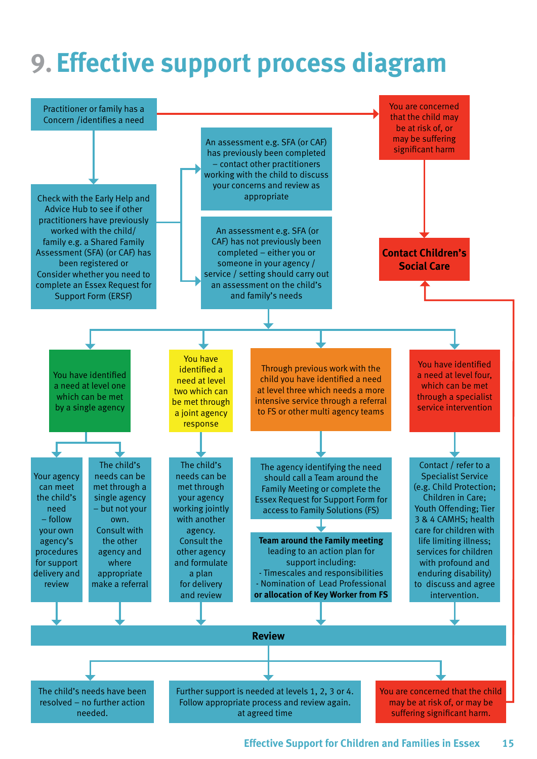# 9. Effective support process diagram

Practitioner or family has a Concern /identifies a need

You are concerned that the child may be at risk of, or may be suffering significant harm

**Contact Children's Social Care**

Check with the Early Help and Advice Hub to see if other practitioners have previously worked with the child/ family e.g. a Shared Family Assessment (SFA) (or CAF) has been registered or Consider whether you need to complete an Essex Request for Support Form (ERSF)

An assessment e.g. SFA (or CAF) has previously been completed – contact other practitioners working with the child to discuss your concerns and review as appropriate

An assessment e.g. SFA (or CAF) has not previously been completed – either you or someone in your agency / service / setting should carry out an assessment on the child's and family's needs

You have identified a need at level one which can be met by a single agency

- Your agency can meet the child's need – follow your own agency's procedures for support delivery and review
- The child's needs can be met through a single agency – but not your own. Consult with the other agency and where appropriate make a referral

You have identified a need at level two which can be met through a joint agency response

- The child's needs can be met through your agency working jointly with another agency. Consult the other agency and formulate a plan for delivery and review

Through previous work with the child you have identified a need at level three which needs a more intensive service through a referral to FS or other multi agency teams

- The agency identifying the need should call a Team around the Family Meeting or complete the Essex Request for Support Form for access to Family Solutions (FS)
- **Team around the Family meeting** leading to an action plan for support including:
  - Timescales and responsibilities
  - Nomination of Lead Professional **or allocation of Key Worker from FS**

You have identified a need at level four, which can be met through a specialist service intervention

- Contact / refer to a Specialist Service (e.g. Child Protection; Children in Care; Youth Offending; Tier 3 & 4 CAMHS; health care for children with life limiting illness; services for children with profound and enduring disability) to discuss and agree intervention.

**Review**

- The child's needs have been resolved – no further action needed.
- Further support is needed at levels 1, 2, 3 or 4. Follow appropriate process and review again. at agreed time
- You are concerned that the child may be at risk of, or may be suffering significant harm.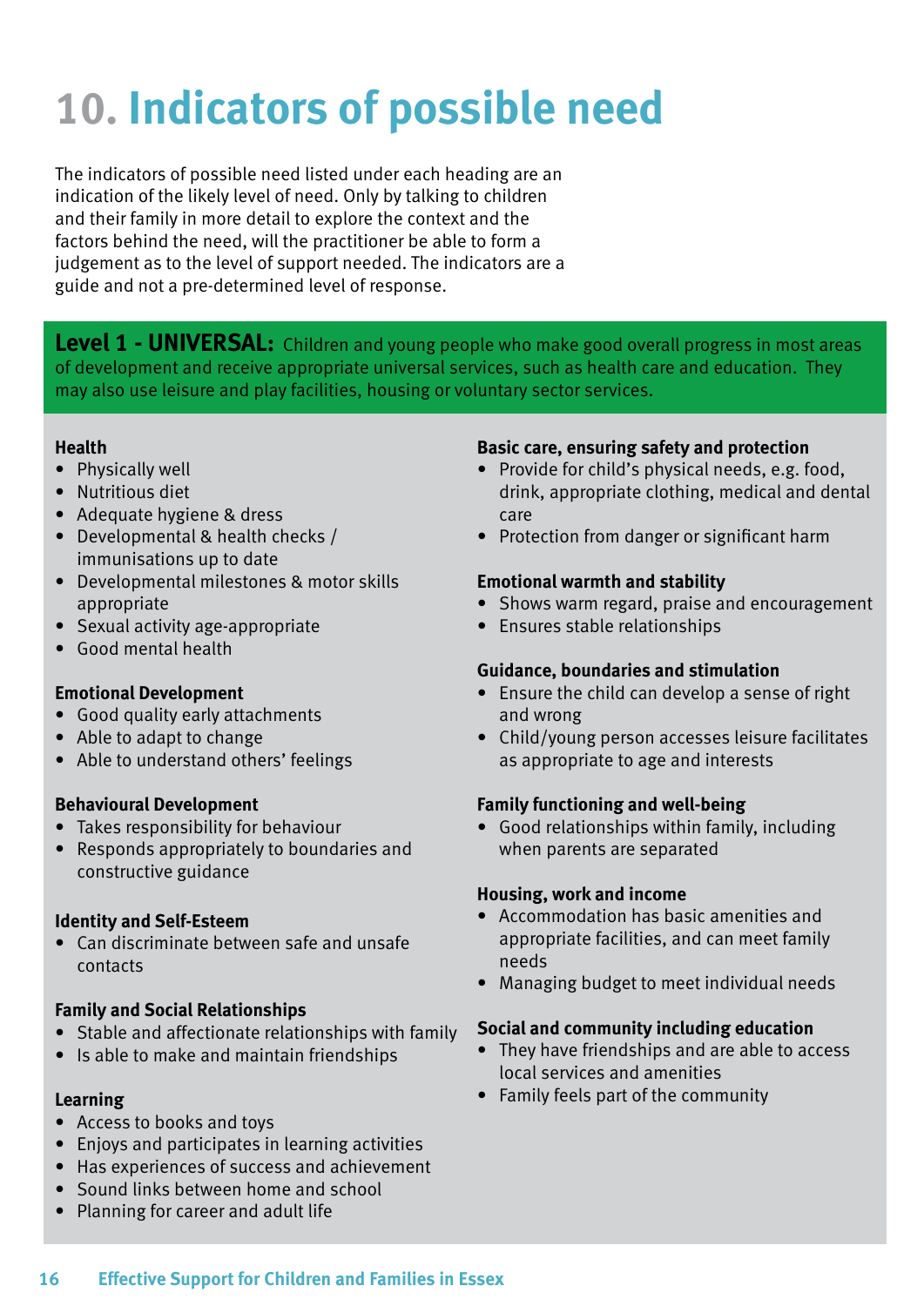# 10. Indicators of possible need

The indicators of possible need listed under each heading are an indication of the likely level of need. Only by talking to children and their family in more detail to explore the context and the factors behind the need, will the practitioner be able to form a judgement as to the level of support needed. The indicators are a guide and not a pre-determined level of response.

**Level 1 - UNIVERSAL:** Children and young people who make good overall progress in most areas of development and receive appropriate universal services, such as health care and education. They may also use leisure and play facilities, housing or voluntary sector services.

**Health**
- Physically well
- Nutritious diet
- Adequate hygiene & dress
- Developmental & health checks / immunisations up to date
- Developmental milestones & motor skills appropriate
- Sexual activity age-appropriate
- Good mental health

**Emotional Development**
- Good quality early attachments
- Able to adapt to change
- Able to understand others' feelings

**Behavioural Development**
- Takes responsibility for behaviour
- Responds appropriately to boundaries and constructive guidance

**Identity and Self-Esteem**
- Can discriminate between safe and unsafe contacts

**Family and Social Relationships**
- Stable and affectionate relationships with family
- Is able to make and maintain friendships

**Learning**
- Access to books and toys
- Enjoys and participates in learning activities
- Has experiences of success and achievement
- Sound links between home and school
- Planning for career and adult life

**Basic care, ensuring safety and protection**
- Provide for child's physical needs, e.g. food, drink, appropriate clothing, medical and dental care
- Protection from danger or significant harm

**Emotional warmth and stability**
- Shows warm regard, praise and encouragement
- Ensures stable relationships

**Guidance, boundaries and stimulation**
- Ensure the child can develop a sense of right and wrong
- Child/young person accesses leisure facilitates as appropriate to age and interests

**Family functioning and well-being**
- Good relationships within family, including when parents are separated

**Housing, work and income**
- Accommodation has basic amenities and appropriate facilities, and can meet family needs
- Managing budget to meet individual needs

**Social and community including education**
- They have friendships and are able to access local services and amenities
- Family feels part of the community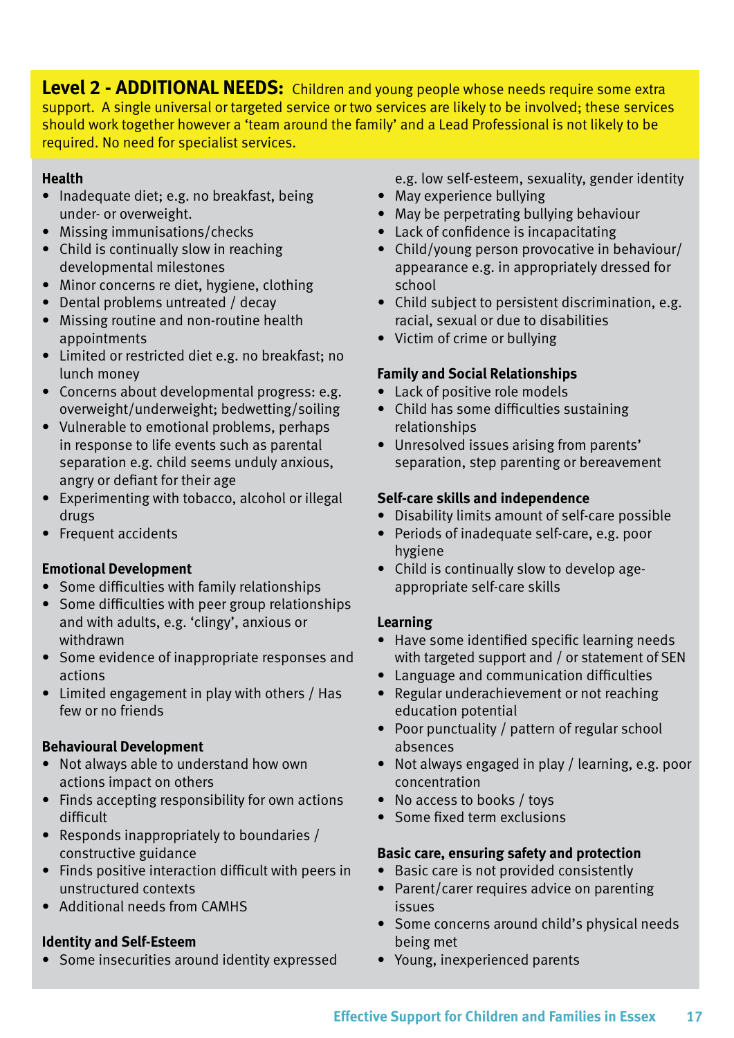**Level 2 - ADDITIONAL NEEDS:** Children and young people whose needs require some extra support. A single universal or targeted service or two services are likely to be involved; these services should work together however a 'team around the family' and a Lead Professional is not likely to be required. No need for specialist services.

**Health**

- Inadequate diet; e.g. no breakfast, being under- or overweight.
- Missing immunisations/checks
- Child is continually slow in reaching developmental milestones
- Minor concerns re diet, hygiene, clothing
- Dental problems untreated / decay
- Missing routine and non-routine health appointments
- Limited or restricted diet e.g. no breakfast; no lunch money
- Concerns about developmental progress: e.g. overweight/underweight; bedwetting/soiling
- Vulnerable to emotional problems, perhaps in response to life events such as parental separation e.g. child seems unduly anxious, angry or defiant for their age
- Experimenting with tobacco, alcohol or illegal drugs
- Frequent accidents

**Emotional Development**

- Some difficulties with family relationships
- Some difficulties with peer group relationships and with adults, e.g. 'clingy', anxious or withdrawn
- Some evidence of inappropriate responses and actions
- Limited engagement in play with others / Has few or no friends

**Behavioural Development**

- Not always able to understand how own actions impact on others
- Finds accepting responsibility for own actions difficult
- Responds inappropriately to boundaries / constructive guidance
- Finds positive interaction difficult with peers in unstructured contexts
- Additional needs from CAMHS

**Identity and Self-Esteem**

- Some insecurities around identity expressed e.g. low self-esteem, sexuality, gender identity
- May experience bullying
- May be perpetrating bullying behaviour
- Lack of confidence is incapacitating
- Child/young person provocative in behaviour/ appearance e.g. in appropriately dressed for school
- Child subject to persistent discrimination, e.g. racial, sexual or due to disabilities
- Victim of crime or bullying

**Family and Social Relationships**

- Lack of positive role models
- Child has some difficulties sustaining relationships
- Unresolved issues arising from parents' separation, step parenting or bereavement

**Self-care skills and independence**

- Disability limits amount of self-care possible
- Periods of inadequate self-care, e.g. poor hygiene
- Child is continually slow to develop age-appropriate self-care skills

**Learning**

- Have some identified specific learning needs with targeted support and / or statement of SEN
- Language and communication difficulties
- Regular underachievement or not reaching education potential
- Poor punctuality / pattern of regular school absences
- Not always engaged in play / learning, e.g. poor concentration
- No access to books / toys
- Some fixed term exclusions

**Basic care, ensuring safety and protection**

- Basic care is not provided consistently
- Parent/carer requires advice on parenting issues
- Some concerns around child's physical needs being met
- Young, inexperienced parents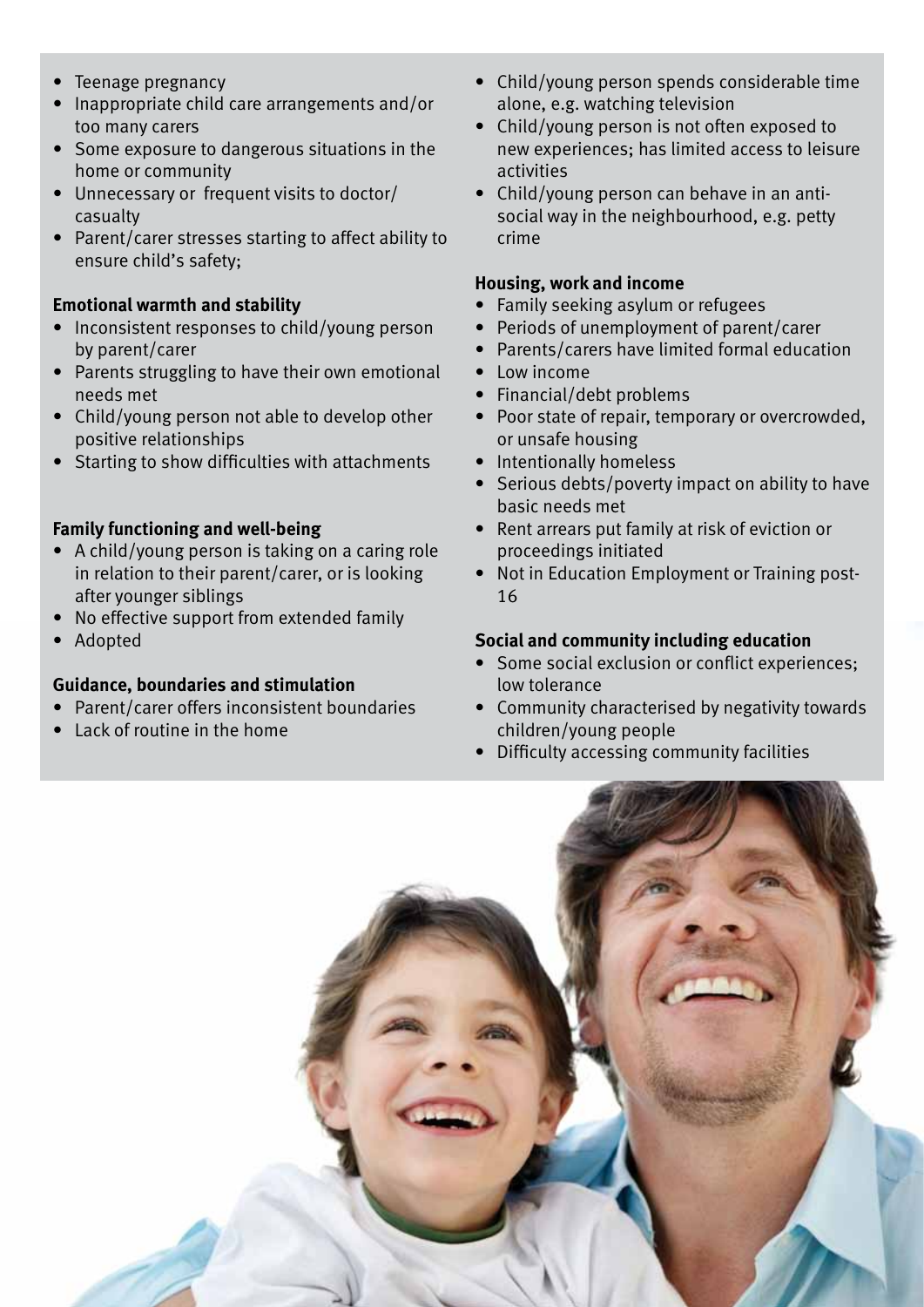- Teenage pregnancy
- Inappropriate child care arrangements and/or too many carers
- Some exposure to dangerous situations in the home or community
- Unnecessary or frequent visits to doctor/ casualty
- Parent/carer stresses starting to affect ability to ensure child's safety;

**Emotional warmth and stability**

- Inconsistent responses to child/young person by parent/carer
- Parents struggling to have their own emotional needs met
- Child/young person not able to develop other positive relationships
- Starting to show difficulties with attachments

**Family functioning and well-being**

- A child/young person is taking on a caring role in relation to their parent/carer, or is looking after younger siblings
- No effective support from extended family
- Adopted

**Guidance, boundaries and stimulation**

- Parent/carer offers inconsistent boundaries
- Lack of routine in the home
- Child/young person spends considerable time alone, e.g. watching television
- Child/young person is not often exposed to new experiences; has limited access to leisure activities
- Child/young person can behave in an anti-social way in the neighbourhood, e.g. petty crime

**Housing, work and income**

- Family seeking asylum or refugees
- Periods of unemployment of parent/carer
- Parents/carers have limited formal education
- Low income
- Financial/debt problems
- Poor state of repair, temporary or overcrowded, or unsafe housing
- Intentionally homeless
- Serious debts/poverty impact on ability to have basic needs met
- Rent arrears put family at risk of eviction or proceedings initiated
- Not in Education Employment or Training post-16

**Social and community including education**

- Some social exclusion or conflict experiences; low tolerance
- Community characterised by negativity towards children/young people
- Difficulty accessing community facilities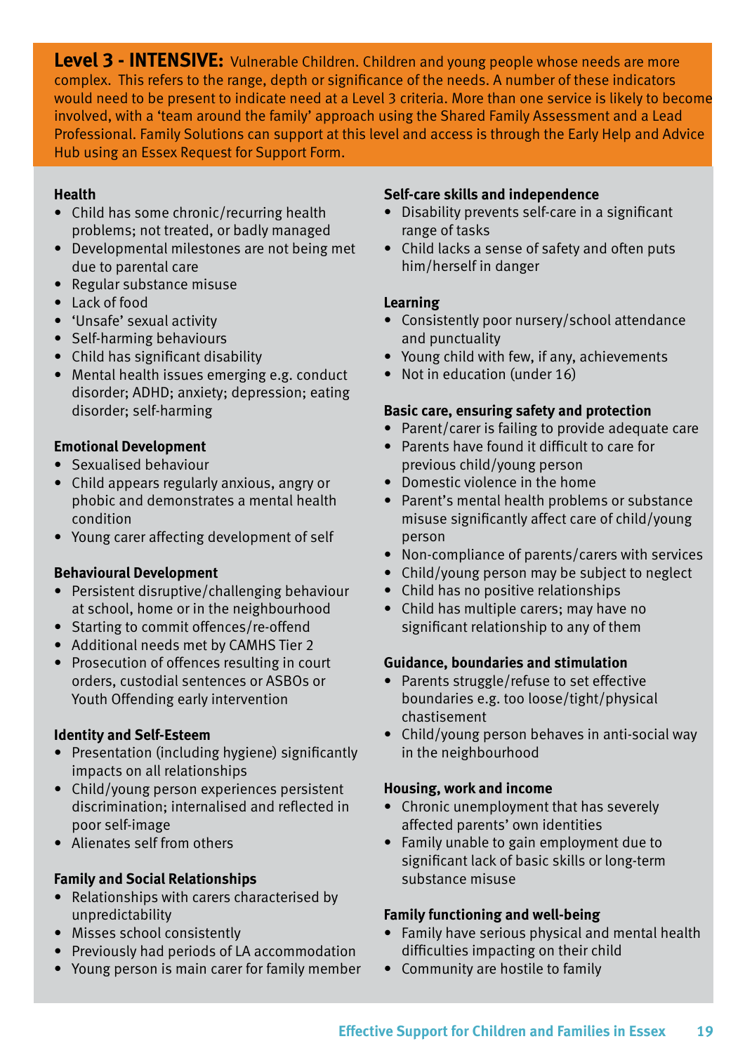**Level 3 - INTENSIVE:** Vulnerable Children. Children and young people whose needs are more complex. This refers to the range, depth or significance of the needs. A number of these indicators would need to be present to indicate need at a Level 3 criteria. More than one service is likely to become involved, with a 'team around the family' approach using the Shared Family Assessment and a Lead Professional. Family Solutions can support at this level and access is through the Early Help and Advice Hub using an Essex Request for Support Form.

**Health**
- Child has some chronic/recurring health problems; not treated, or badly managed
- Developmental milestones are not being met due to parental care
- Regular substance misuse
- Lack of food
- 'Unsafe' sexual activity
- Self-harming behaviours
- Child has significant disability
- Mental health issues emerging e.g. conduct disorder; ADHD; anxiety; depression; eating disorder; self-harming

**Emotional Development**
- Sexualised behaviour
- Child appears regularly anxious, angry or phobic and demonstrates a mental health condition
- Young carer affecting development of self

**Behavioural Development**
- Persistent disruptive/challenging behaviour at school, home or in the neighbourhood
- Starting to commit offences/re-offend
- Additional needs met by CAMHS Tier 2
- Prosecution of offences resulting in court orders, custodial sentences or ASBOs or Youth Offending early intervention

**Identity and Self-Esteem**
- Presentation (including hygiene) significantly impacts on all relationships
- Child/young person experiences persistent discrimination; internalised and reflected in poor self-image
- Alienates self from others

**Family and Social Relationships**
- Relationships with carers characterised by unpredictability
- Misses school consistently
- Previously had periods of LA accommodation
- Young person is main carer for family member

**Self-care skills and independence**
- Disability prevents self-care in a significant range of tasks
- Child lacks a sense of safety and often puts him/herself in danger

**Learning**
- Consistently poor nursery/school attendance and punctuality
- Young child with few, if any, achievements
- Not in education (under 16)

**Basic care, ensuring safety and protection**
- Parent/carer is failing to provide adequate care
- Parents have found it difficult to care for previous child/young person
- Domestic violence in the home
- Parent's mental health problems or substance misuse significantly affect care of child/young person
- Non-compliance of parents/carers with services
- Child/young person may be subject to neglect
- Child has no positive relationships
- Child has multiple carers; may have no significant relationship to any of them

**Guidance, boundaries and stimulation**
- Parents struggle/refuse to set effective boundaries e.g. too loose/tight/physical chastisement
- Child/young person behaves in anti-social way in the neighbourhood

**Housing, work and income**
- Chronic unemployment that has severely affected parents' own identities
- Family unable to gain employment due to significant lack of basic skills or long-term substance misuse

**Family functioning and well-being**
- Family have serious physical and mental health difficulties impacting on their child
- Community are hostile to family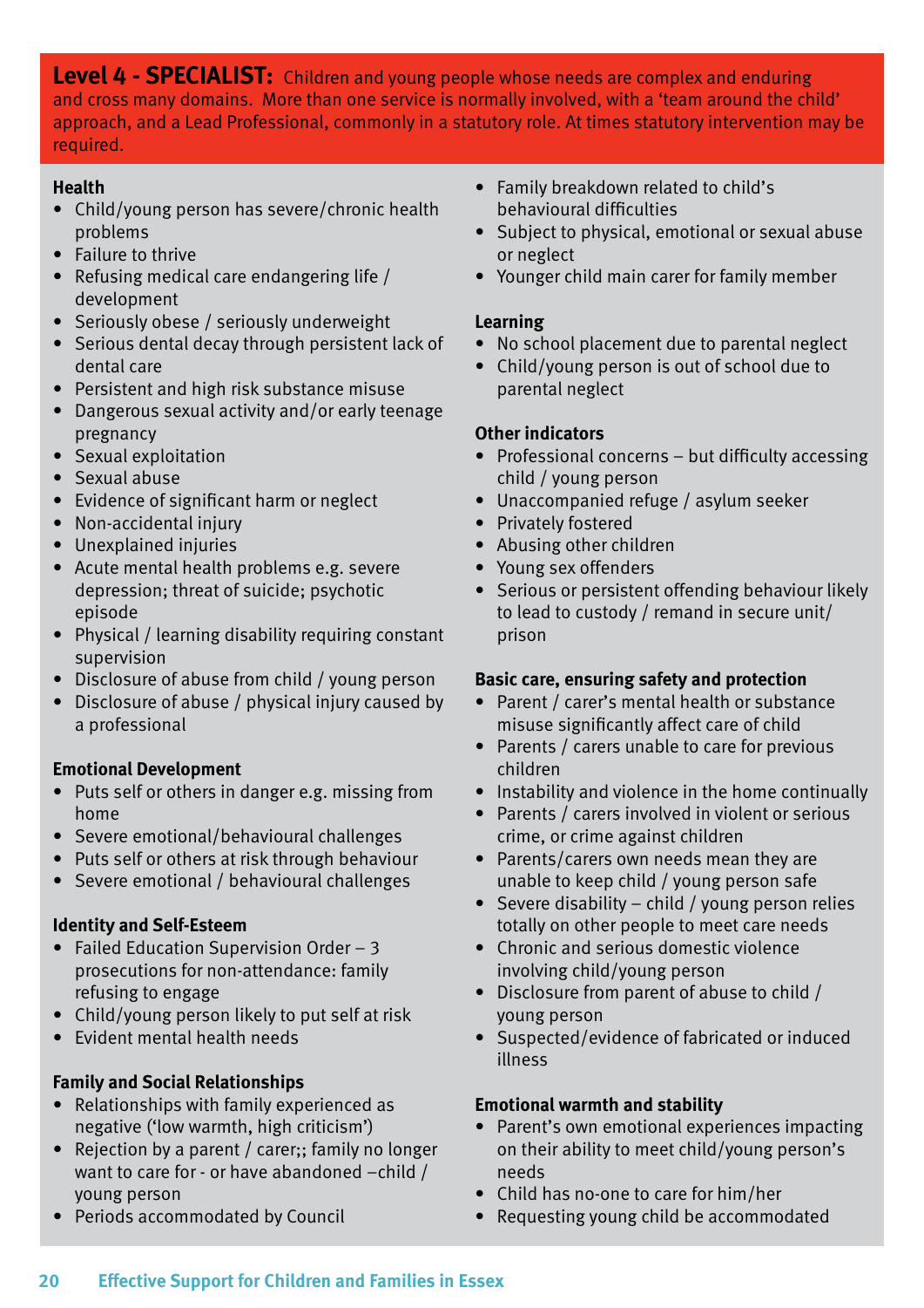**Level 4 - SPECIALIST:** Children and young people whose needs are complex and enduring and cross many domains. More than one service is normally involved, with a 'team around the child' approach, and a Lead Professional, commonly in a statutory role. At times statutory intervention may be required.

**Health**

- Child/young person has severe/chronic health problems
- Failure to thrive
- Refusing medical care endangering life / development
- Seriously obese / seriously underweight
- Serious dental decay through persistent lack of dental care
- Persistent and high risk substance misuse
- Dangerous sexual activity and/or early teenage pregnancy
- Sexual exploitation
- Sexual abuse
- Evidence of significant harm or neglect
- Non-accidental injury
- Unexplained injuries
- Acute mental health problems e.g. severe depression; threat of suicide; psychotic episode
- Physical / learning disability requiring constant supervision
- Disclosure of abuse from child / young person
- Disclosure of abuse / physical injury caused by a professional

**Emotional Development**

- Puts self or others in danger e.g. missing from home
- Severe emotional/behavioural challenges
- Puts self or others at risk through behaviour
- Severe emotional / behavioural challenges

**Identity and Self-Esteem**

- Failed Education Supervision Order – 3 prosecutions for non-attendance: family refusing to engage
- Child/young person likely to put self at risk
- Evident mental health needs

**Family and Social Relationships**

- Relationships with family experienced as negative ('low warmth, high criticism')
- Rejection by a parent / carer;; family no longer want to care for - or have abandoned –child / young person
- Periods accommodated by Council
- Family breakdown related to child's behavioural difficulties
- Subject to physical, emotional or sexual abuse or neglect
- Younger child main carer for family member

**Learning**

- No school placement due to parental neglect
- Child/young person is out of school due to parental neglect

**Other indicators**

- Professional concerns – but difficulty accessing child / young person
- Unaccompanied refuge / asylum seeker
- Privately fostered
- Abusing other children
- Young sex offenders
- Serious or persistent offending behaviour likely to lead to custody / remand in secure unit/ prison

**Basic care, ensuring safety and protection**

- Parent / carer's mental health or substance misuse significantly affect care of child
- Parents / carers unable to care for previous children
- Instability and violence in the home continually
- Parents / carers involved in violent or serious crime, or crime against children
- Parents/carers own needs mean they are unable to keep child / young person safe
- Severe disability – child / young person relies totally on other people to meet care needs
- Chronic and serious domestic violence involving child/young person
- Disclosure from parent of abuse to child / young person
- Suspected/evidence of fabricated or induced illness

**Emotional warmth and stability**

- Parent's own emotional experiences impacting on their ability to meet child/young person's needs
- Child has no-one to care for him/her
- Requesting young child be accommodated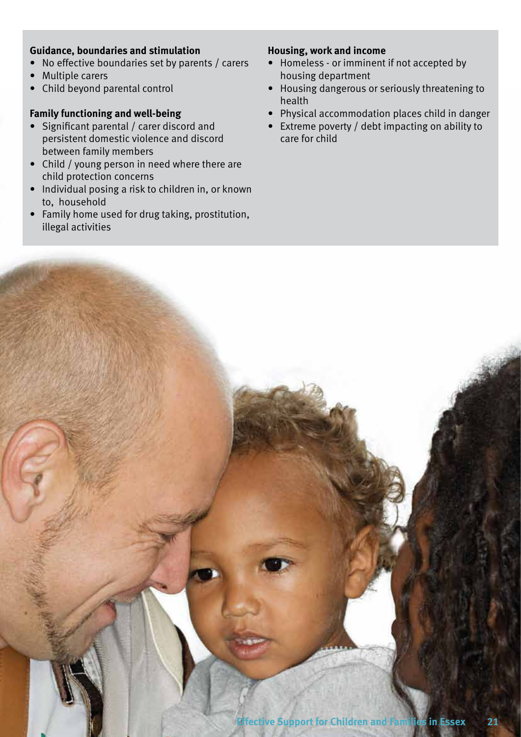**Guidance, boundaries and stimulation**

- No effective boundaries set by parents / carers
- Multiple carers
- Child beyond parental control

**Family functioning and well-being**

- Significant parental / carer discord and persistent domestic violence and discord between family members
- Child / young person in need where there are child protection concerns
- Individual posing a risk to children in, or known to, household
- Family home used for drug taking, prostitution, illegal activities

**Housing, work and income**

- Homeless - or imminent if not accepted by housing department
- Housing dangerous or seriously threatening to health
- Physical accommodation places child in danger
- Extreme poverty / debt impacting on ability to care for child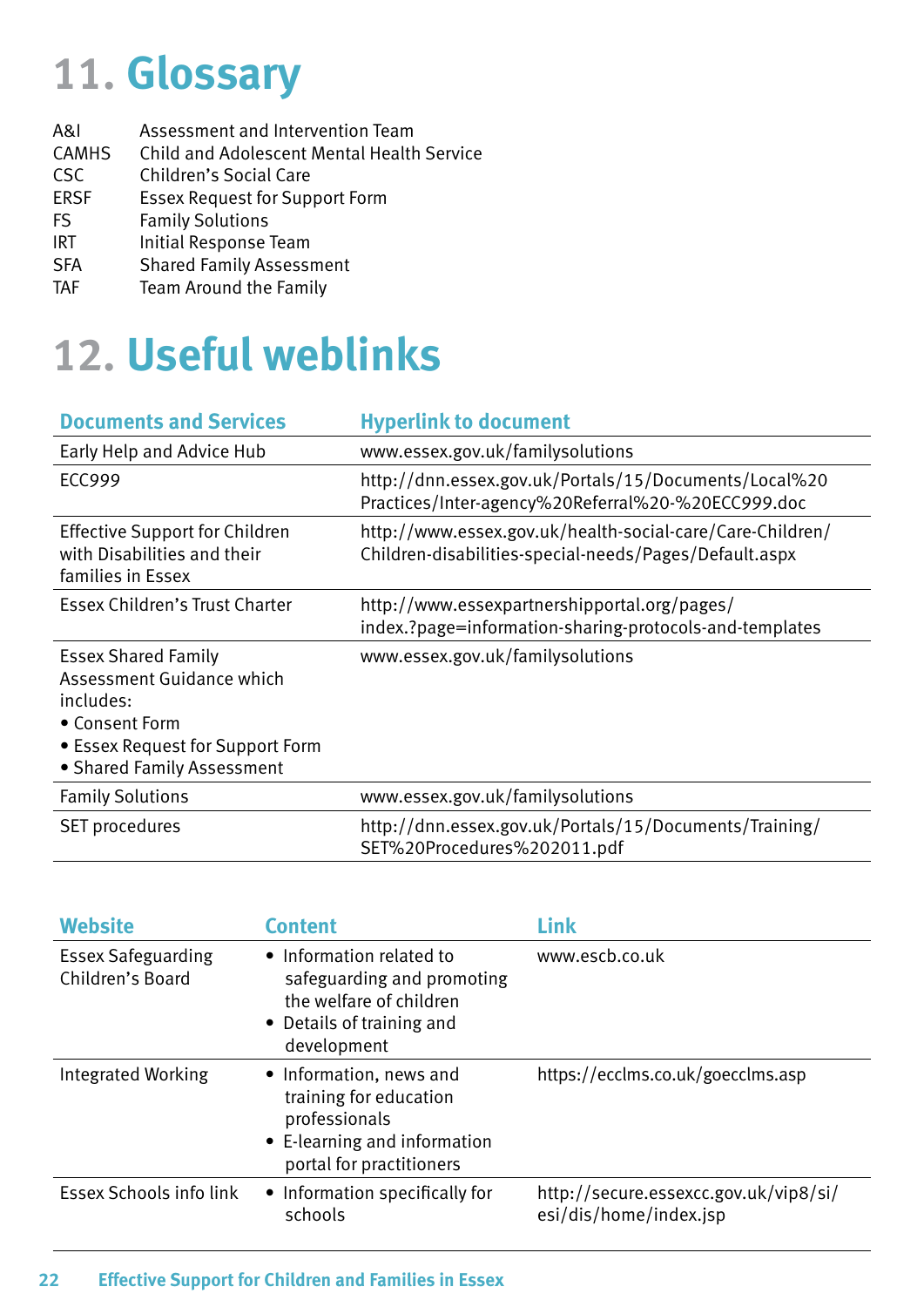# 11. Glossary

| | |
|---|---|
| A&I | Assessment and Intervention Team |
| CAMHS | Child and Adolescent Mental Health Service |
| CSC | Children's Social Care |
| ERSF | Essex Request for Support Form |
| FS | Family Solutions |
| IRT | Initial Response Team |
| SFA | Shared Family Assessment |
| TAF | Team Around the Family |

# 12. Useful weblinks

| Documents and Services | Hyperlink to document |
|---|---|
| Early Help and Advice Hub | www.essex.gov.uk/familysolutions |
| ECC999 | http://dnn.essex.gov.uk/Portals/15/Documents/Local%20Practices/Inter-agency%20Referral%20-%20ECC999.doc |
| Effective Support for Children with Disabilities and their families in Essex | http://www.essex.gov.uk/health-social-care/Care-Children/Children-disabilities-special-needs/Pages/Default.aspx |
| Essex Children's Trust Charter | http://www.essexpartnershipportal.org/pages/index.?page=information-sharing-protocols-and-templates |
| Essex Shared Family Assessment Guidance which includes:<br>• Consent Form<br>• Essex Request for Support Form<br>• Shared Family Assessment | www.essex.gov.uk/familysolutions |
| Family Solutions | www.essex.gov.uk/familysolutions |
| SET procedures | http://dnn.essex.gov.uk/Portals/15/Documents/Training/SET%20Procedures%202011.pdf |

| Website | Content | Link |
|---|---|---|
| Essex Safeguarding Children's Board | • Information related to safeguarding and promoting the welfare of children<br>• Details of training and development | www.escb.co.uk |
| Integrated Working | • Information, news and training for education professionals<br>• E-learning and information portal for practitioners | https://ecclms.co.uk/goecclms.asp |
| Essex Schools info link | • Information specifically for schools | http://secure.essexcc.gov.uk/vip8/si/esi/dis/home/index.jsp |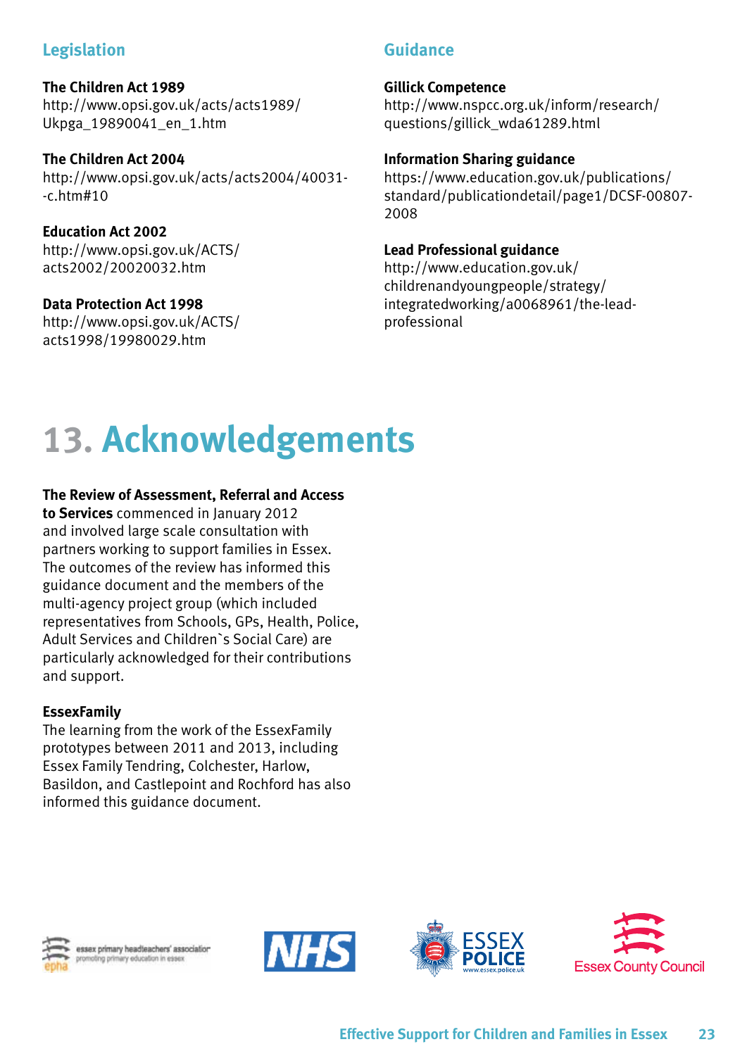## Legislation

**The Children Act 1989**
http://www.opsi.gov.uk/acts/acts1989/Ukpga_19890041_en_1.htm

**The Children Act 2004**
http://www.opsi.gov.uk/acts/acts2004/40031--c.htm#10

**Education Act 2002**
http://www.opsi.gov.uk/ACTS/acts2002/20020032.htm

**Data Protection Act 1998**
http://www.opsi.gov.uk/ACTS/acts1998/19980029.htm

## Guidance

**Gillick Competence**
http://www.nspcc.org.uk/inform/research/questions/gillick_wda61289.html

**Information Sharing guidance**
https://www.education.gov.uk/publications/standard/publicationdetail/page1/DCSF-00807-2008

**Lead Professional guidance**
http://www.education.gov.uk/childrenandyoungpeople/strategy/integratedworking/a0068961/the-lead-professional

# 13. Acknowledgements

**The Review of Assessment, Referral and Access to Services** commenced in January 2012 and involved large scale consultation with partners working to support families in Essex. The outcomes of the review has informed this guidance document and the members of the multi-agency project group (which included representatives from Schools, GPs, Health, Police, Adult Services and Children`s Social Care) are particularly acknowledged for their contributions and support.

**EssexFamily**
The learning from the work of the EssexFamily prototypes between 2011 and 2013, including Essex Family Tendring, Colchester, Harlow, Basildon, and Castlepoint and Rochford has also informed this guidance document.

essex primary headteachers' association – promoting primary education in essex – epha

NHS

ESSEX POLICE – www.essex.police.uk

Essex County Council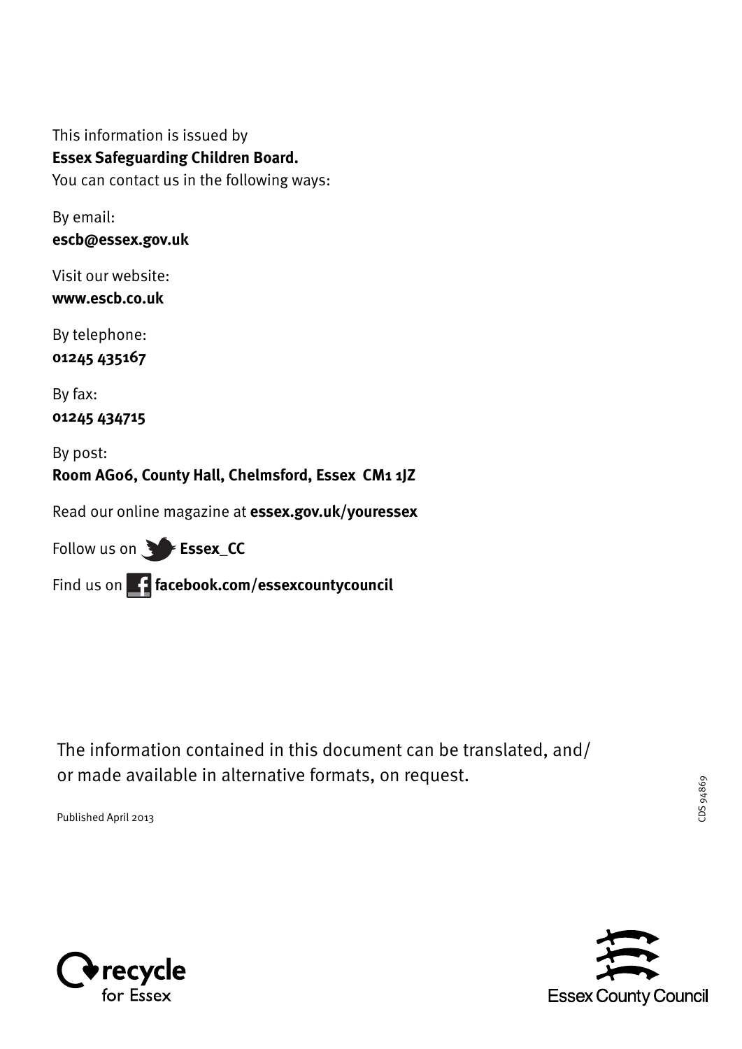This information is issued by
**Essex Safeguarding Children Board.**
You can contact us in the following ways:

By email:
**escb@essex.gov.uk**

Visit our website:
**www.escb.co.uk**

By telephone:
**01245 435167**

By fax:
**01245 434715**

By post:
**Room AG06, County Hall, Chelmsford, Essex CM1 1JZ**

Read our online magazine at **essex.gov.uk/youressex**

Follow us on **Essex_CC**

Find us on **facebook.com/essexcountycouncil**

The information contained in this document can be translated, and/or made available in alternative formats, on request.

Published April 2013

CDS 94869

recycle for Essex

Essex County Council